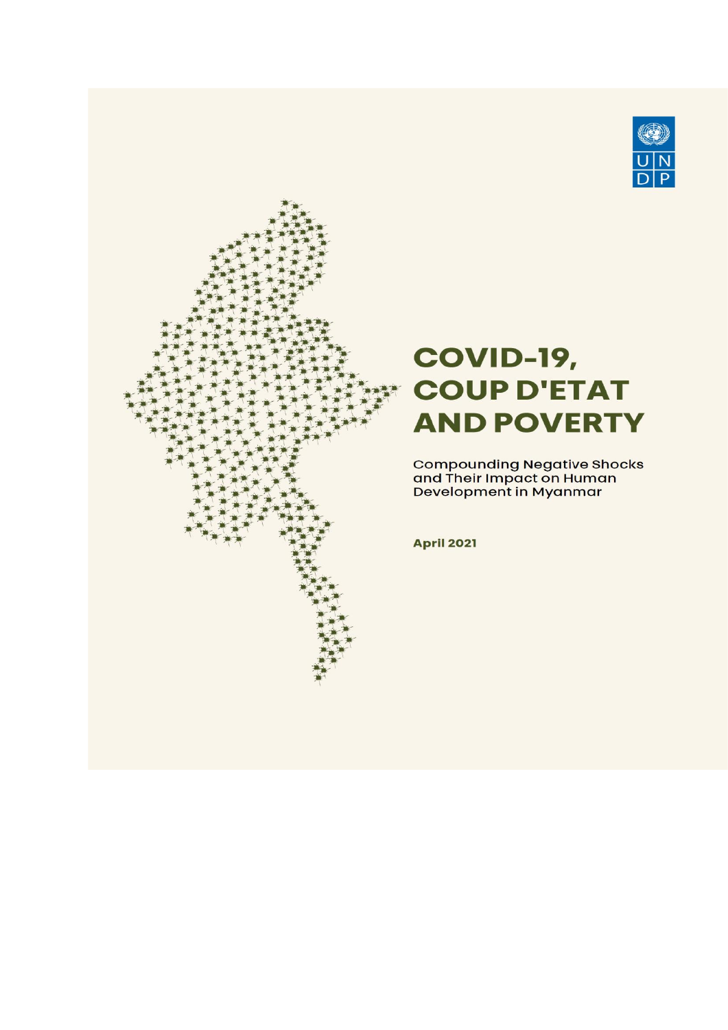# COVID-19, COUP D'ETAT AND POVERTY

Compounding Negative Shocks and Their Impact on Human Development in Myanmar

**April 2021**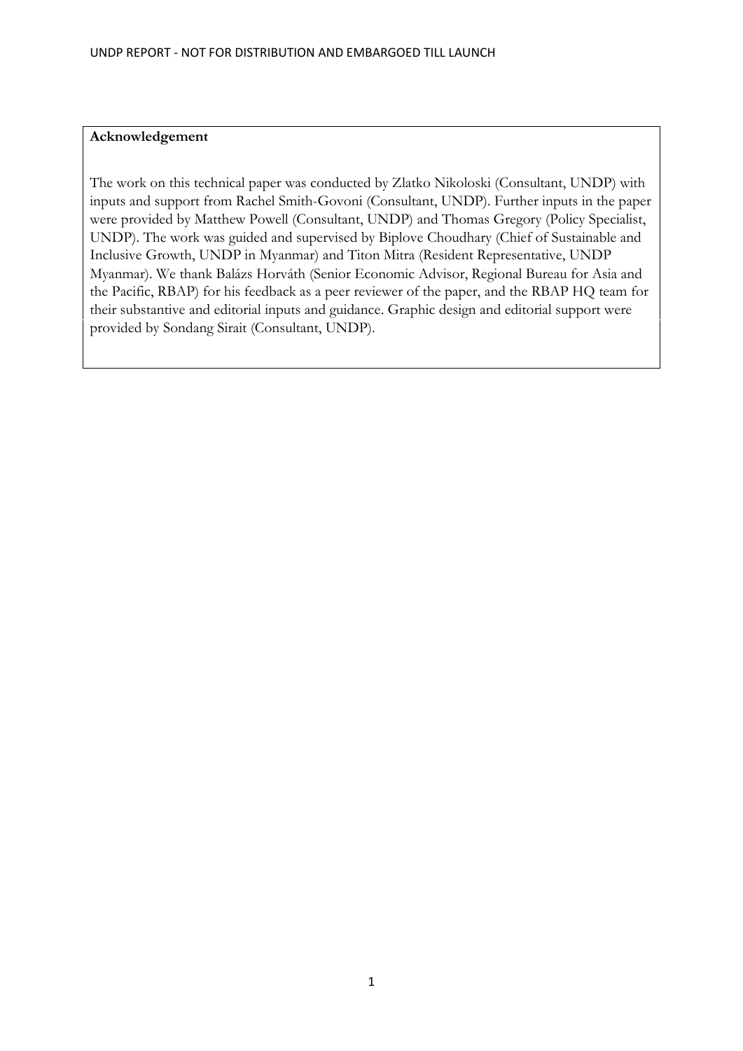**Acknowledgement**

The work on this technical paper was conducted by Zlatko Nikoloski (Consultant, UNDP) with inputs and support from Rachel Smith-Govoni (Consultant, UNDP). Further inputs in the paper were provided by Matthew Powell (Consultant, UNDP) and Thomas Gregory (Policy Specialist, UNDP). The work was guided and supervised by Biplove Choudhary (Chief of Sustainable and Inclusive Growth, UNDP in Myanmar) and Titon Mitra (Resident Representative, UNDP Myanmar). We thank Balázs Horváth (Senior Economic Advisor, Regional Bureau for Asia and the Pacific, RBAP) for his feedback as a peer reviewer of the paper, and the RBAP HQ team for their substantive and editorial inputs and guidance. Graphic design and editorial support were provided by Sondang Sirait (Consultant, UNDP).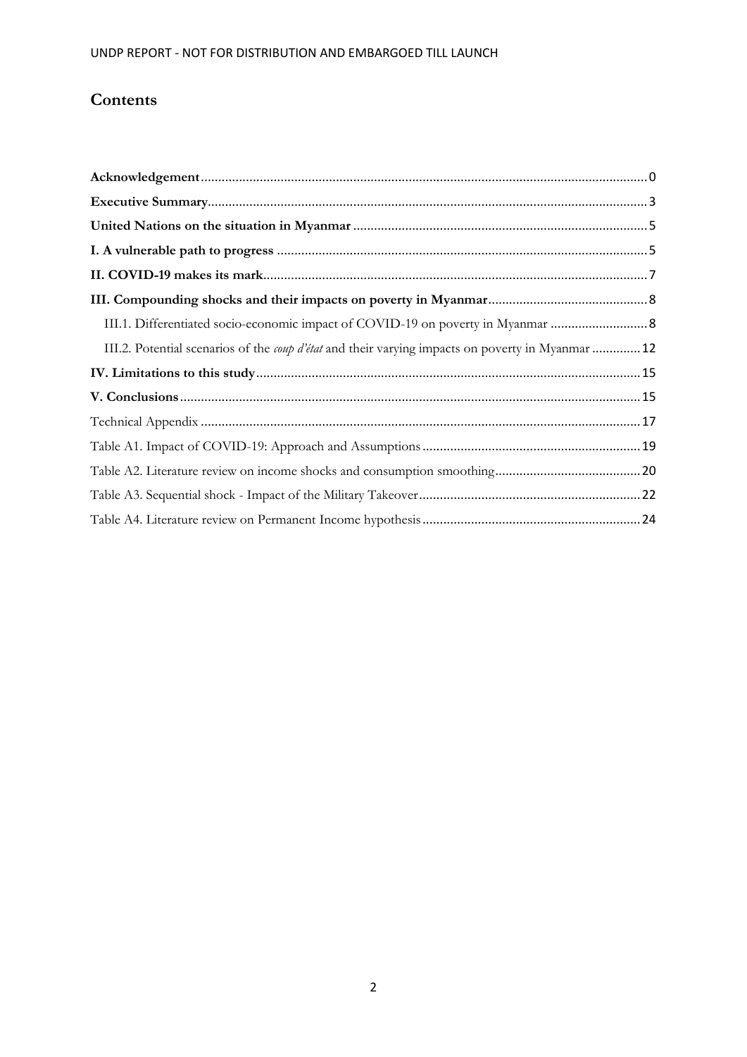# Contents

**Acknowledgement** ........ 0

**Executive Summary** ........ 3

**United Nations on the situation in Myanmar** ........ 5

**I. A vulnerable path to progress** ........ 5

**II. COVID-19 makes its mark** ........ 7

**III. Compounding shocks and their impacts on poverty in Myanmar** ........ 8

- III.1. Differentiated socio-economic impact of COVID-19 on poverty in Myanmar ........ 8
- III.2. Potential scenarios of the *coup d'état* and their varying impacts on poverty in Myanmar ........ 12

**IV. Limitations to this study** ........ 15

**V. Conclusions** ........ 15

Technical Appendix ........ 17

Table A1. Impact of COVID-19: Approach and Assumptions ........ 19

Table A2. Literature review on income shocks and consumption smoothing ........ 20

Table A3. Sequential shock - Impact of the Military Takeover ........ 22

Table A4. Literature review on Permanent Income hypothesis ........ 24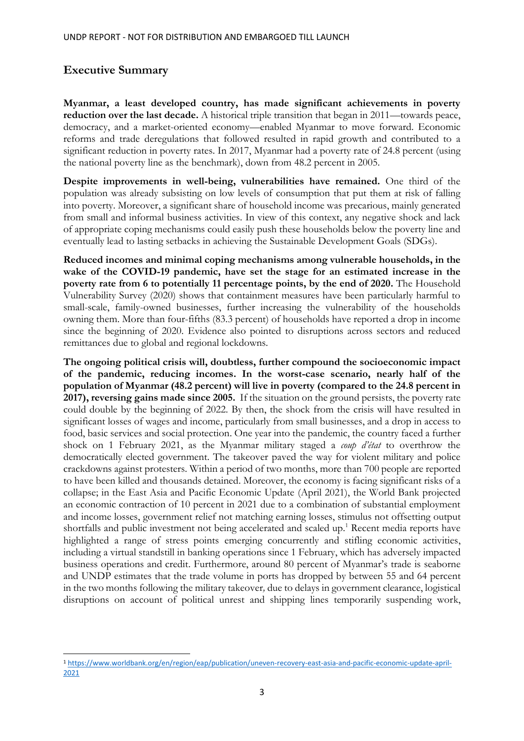## Executive Summary

**Myanmar, a least developed country, has made significant achievements in poverty reduction over the last decade.** A historical triple transition that began in 2011—towards peace, democracy, and a market-oriented economy—enabled Myanmar to move forward. Economic reforms and trade deregulations that followed resulted in rapid growth and contributed to a significant reduction in poverty rates. In 2017, Myanmar had a poverty rate of 24.8 percent (using the national poverty line as the benchmark), down from 48.2 percent in 2005.

**Despite improvements in well-being, vulnerabilities have remained.** One third of the population was already subsisting on low levels of consumption that put them at risk of falling into poverty. Moreover, a significant share of household income was precarious, mainly generated from small and informal business activities. In view of this context, any negative shock and lack of appropriate coping mechanisms could easily push these households below the poverty line and eventually lead to lasting setbacks in achieving the Sustainable Development Goals (SDGs).

**Reduced incomes and minimal coping mechanisms among vulnerable households, in the wake of the COVID-19 pandemic, have set the stage for an estimated increase in the poverty rate from 6 to potentially 11 percentage points, by the end of 2020.** The Household Vulnerability Survey (2020) shows that containment measures have been particularly harmful to small-scale, family-owned businesses, further increasing the vulnerability of the households owning them. More than four-fifths (83.3 percent) of households have reported a drop in income since the beginning of 2020. Evidence also pointed to disruptions across sectors and reduced remittances due to global and regional lockdowns.

**The ongoing political crisis will, doubtless, further compound the socioeconomic impact of the pandemic, reducing incomes. In the worst-case scenario, nearly half of the population of Myanmar (48.2 percent) will live in poverty (compared to the 24.8 percent in 2017), reversing gains made since 2005.** If the situation on the ground persists, the poverty rate could double by the beginning of 2022. By then, the shock from the crisis will have resulted in significant losses of wages and income, particularly from small businesses, and a drop in access to food, basic services and social protection. One year into the pandemic, the country faced a further shock on 1 February 2021, as the Myanmar military staged a *coup d'état* to overthrow the democratically elected government. The takeover paved the way for violent military and police crackdowns against protesters. Within a period of two months, more than 700 people are reported to have been killed and thousands detained. Moreover, the economy is facing significant risks of a collapse; in the East Asia and Pacific Economic Update (April 2021), the World Bank projected an economic contraction of 10 percent in 2021 due to a combination of substantial employment and income losses, government relief not matching earning losses, stimulus not offsetting output shortfalls and public investment not being accelerated and scaled up.[1] Recent media reports have highlighted a range of stress points emerging concurrently and stifling economic activities, including a virtual standstill in banking operations since 1 February, which has adversely impacted business operations and credit. Furthermore, around 80 percent of Myanmar's trade is seaborne and UNDP estimates that the trade volume in ports has dropped by between 55 and 64 percent in the two months following the military takeover, due to delays in government clearance, logistical disruptions on account of political unrest and shipping lines temporarily suspending work,

[1] https://www.worldbank.org/en/region/eap/publication/uneven-recovery-east-asia-and-pacific-economic-update-april-2021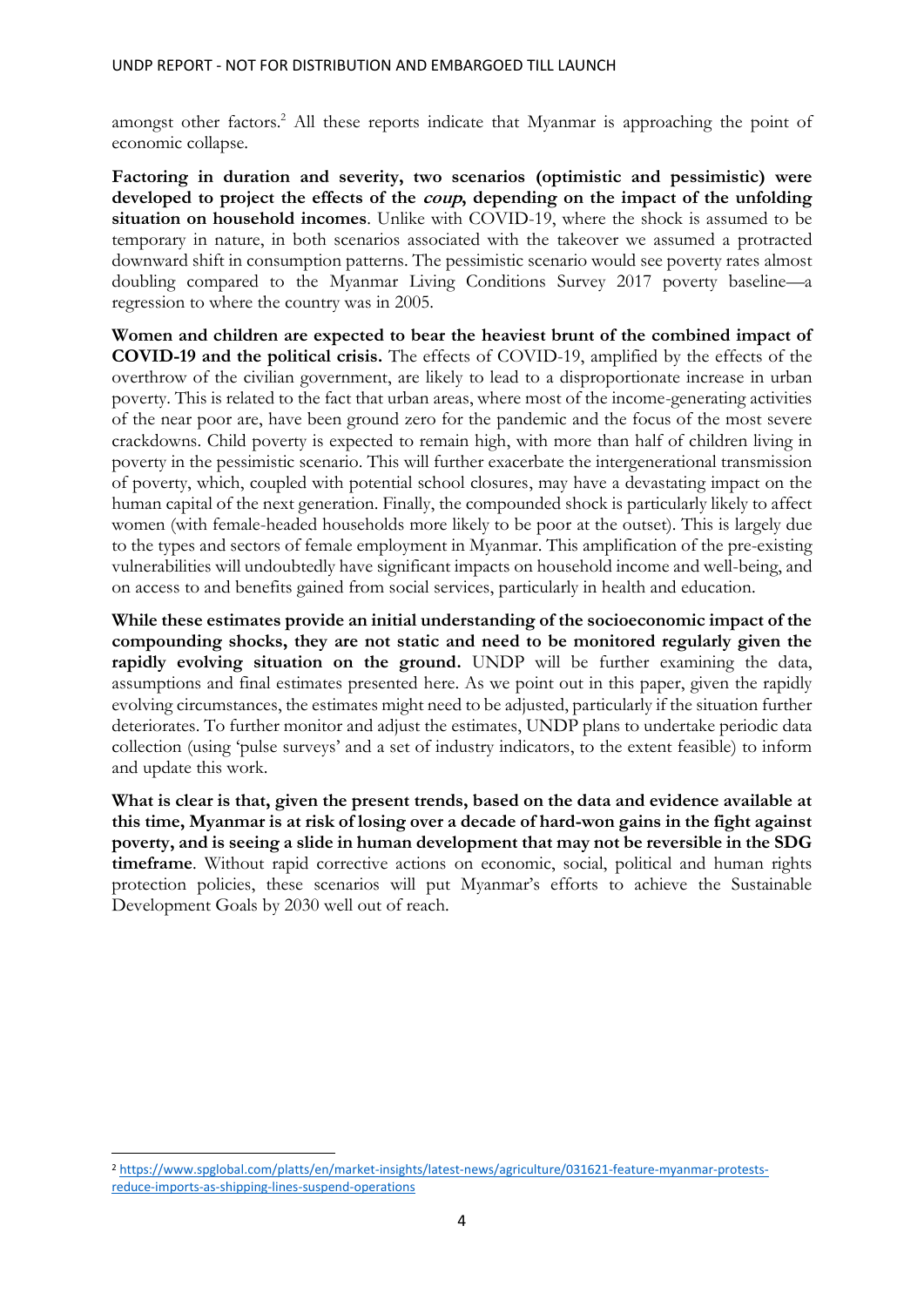amongst other factors.[2] All these reports indicate that Myanmar is approaching the point of economic collapse.

**Factoring in duration and severity, two scenarios (optimistic and pessimistic) were developed to project the effects of the *coup*, depending on the impact of the unfolding situation on household incomes**. Unlike with COVID-19, where the shock is assumed to be temporary in nature, in both scenarios associated with the takeover we assumed a protracted downward shift in consumption patterns. The pessimistic scenario would see poverty rates almost doubling compared to the Myanmar Living Conditions Survey 2017 poverty baseline—a regression to where the country was in 2005.

**Women and children are expected to bear the heaviest brunt of the combined impact of COVID-19 and the political crisis.** The effects of COVID-19, amplified by the effects of the overthrow of the civilian government, are likely to lead to a disproportionate increase in urban poverty. This is related to the fact that urban areas, where most of the income-generating activities of the near poor are, have been ground zero for the pandemic and the focus of the most severe crackdowns. Child poverty is expected to remain high, with more than half of children living in poverty in the pessimistic scenario. This will further exacerbate the intergenerational transmission of poverty, which, coupled with potential school closures, may have a devastating impact on the human capital of the next generation. Finally, the compounded shock is particularly likely to affect women (with female-headed households more likely to be poor at the outset). This is largely due to the types and sectors of female employment in Myanmar. This amplification of the pre-existing vulnerabilities will undoubtedly have significant impacts on household income and well-being, and on access to and benefits gained from social services, particularly in health and education.

**While these estimates provide an initial understanding of the socioeconomic impact of the compounding shocks, they are not static and need to be monitored regularly given the rapidly evolving situation on the ground.** UNDP will be further examining the data, assumptions and final estimates presented here. As we point out in this paper, given the rapidly evolving circumstances, the estimates might need to be adjusted, particularly if the situation further deteriorates. To further monitor and adjust the estimates, UNDP plans to undertake periodic data collection (using 'pulse surveys' and a set of industry indicators, to the extent feasible) to inform and update this work.

**What is clear is that, given the present trends, based on the data and evidence available at this time, Myanmar is at risk of losing over a decade of hard-won gains in the fight against poverty, and is seeing a slide in human development that may not be reversible in the SDG timeframe**. Without rapid corrective actions on economic, social, political and human rights protection policies, these scenarios will put Myanmar's efforts to achieve the Sustainable Development Goals by 2030 well out of reach.

[2] https://www.spglobal.com/platts/en/market-insights/latest-news/agriculture/031621-feature-myanmar-protests-reduce-imports-as-shipping-lines-suspend-operations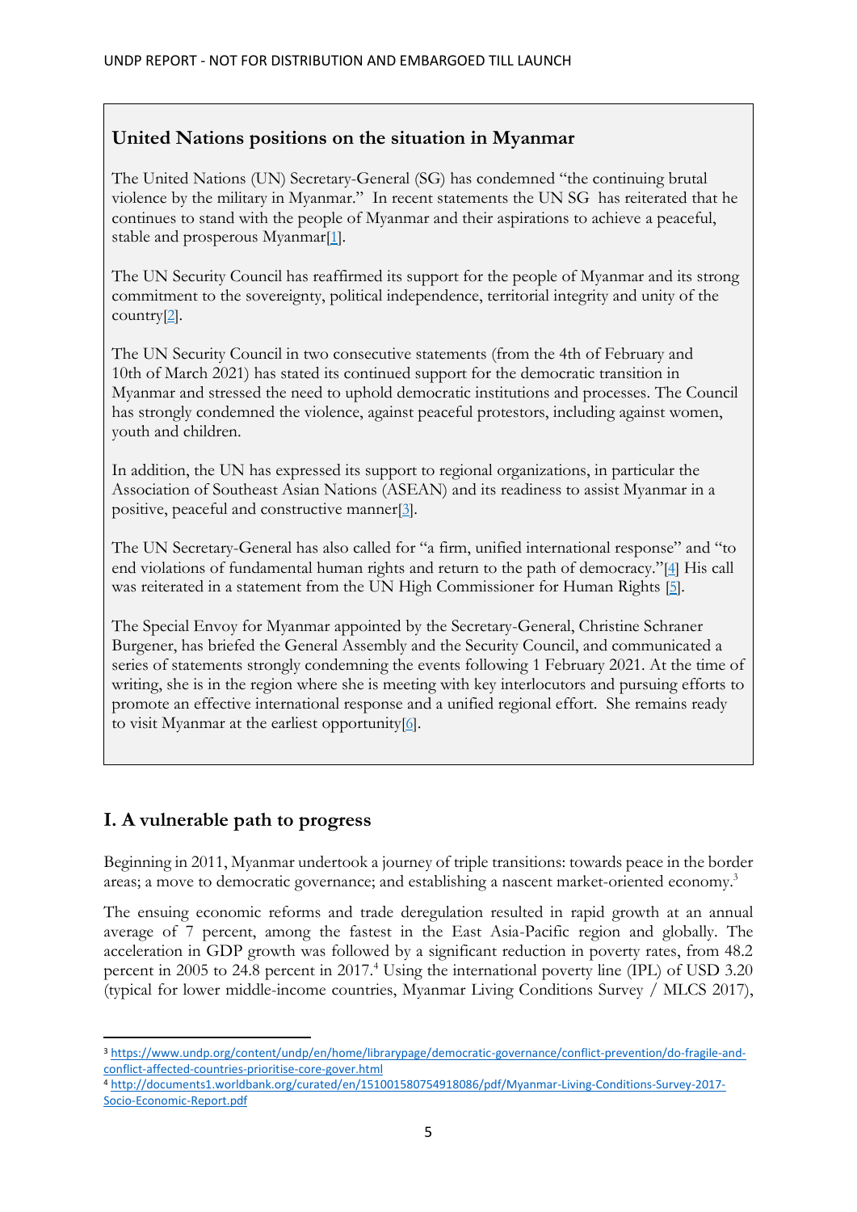**United Nations positions on the situation in Myanmar**

The United Nations (UN) Secretary-General (SG) has condemned "the continuing brutal violence by the military in Myanmar." In recent statements the UN SG has reiterated that he continues to stand with the people of Myanmar and their aspirations to achieve a peaceful, stable and prosperous Myanmar[1].

The UN Security Council has reaffirmed its support for the people of Myanmar and its strong commitment to the sovereignty, political independence, territorial integrity and unity of the country[2].

The UN Security Council in two consecutive statements (from the 4th of February and 10th of March 2021) has stated its continued support for the democratic transition in Myanmar and stressed the need to uphold democratic institutions and processes. The Council has strongly condemned the violence, against peaceful protestors, including against women, youth and children.

In addition, the UN has expressed its support to regional organizations, in particular the Association of Southeast Asian Nations (ASEAN) and its readiness to assist Myanmar in a positive, peaceful and constructive manner[3].

The UN Secretary-General has also called for "a firm, unified international response" and "to end violations of fundamental human rights and return to the path of democracy."[4] His call was reiterated in a statement from the UN High Commissioner for Human Rights [5].

The Special Envoy for Myanmar appointed by the Secretary-General, Christine Schraner Burgener, has briefed the General Assembly and the Security Council, and communicated a series of statements strongly condemning the events following 1 February 2021. At the time of writing, she is in the region where she is meeting with key interlocutors and pursuing efforts to promote an effective international response and a unified regional effort. She remains ready to visit Myanmar at the earliest opportunity[6].

## I. A vulnerable path to progress

Beginning in 2011, Myanmar undertook a journey of triple transitions: towards peace in the border areas; a move to democratic governance; and establishing a nascent market-oriented economy.[3]

The ensuing economic reforms and trade deregulation resulted in rapid growth at an annual average of 7 percent, among the fastest in the East Asia-Pacific region and globally. The acceleration in GDP growth was followed by a significant reduction in poverty rates, from 48.2 percent in 2005 to 24.8 percent in 2017.[4] Using the international poverty line (IPL) of USD 3.20 (typical for lower middle-income countries, Myanmar Living Conditions Survey / MLCS 2017),

[3] https://www.undp.org/content/undp/en/home/librarypage/democratic-governance/conflict-prevention/do-fragile-and-conflict-affected-countries-prioritise-core-gover.html

[4] http://documents1.worldbank.org/curated/en/151001580754918086/pdf/Myanmar-Living-Conditions-Survey-2017-Socio-Economic-Report.pdf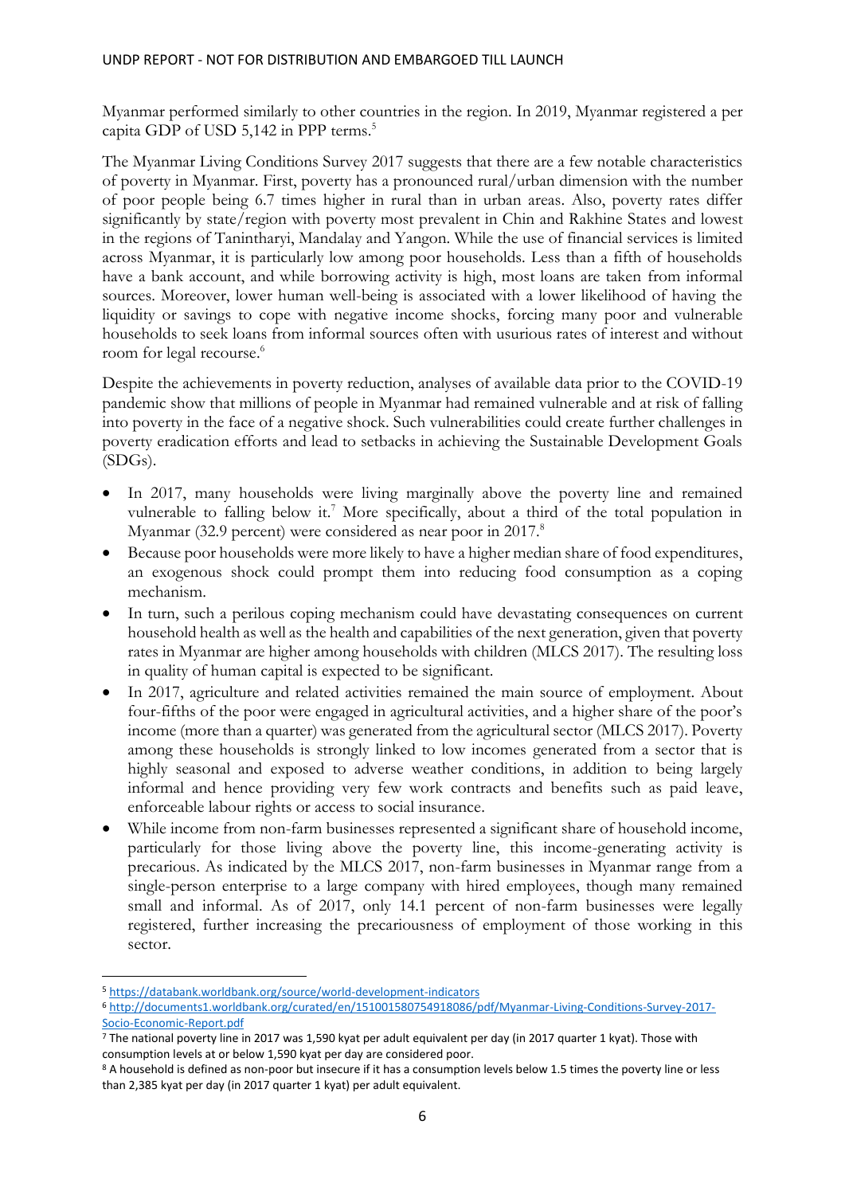Myanmar performed similarly to other countries in the region. In 2019, Myanmar registered a per capita GDP of USD 5,142 in PPP terms.[5]

The Myanmar Living Conditions Survey 2017 suggests that there are a few notable characteristics of poverty in Myanmar. First, poverty has a pronounced rural/urban dimension with the number of poor people being 6.7 times higher in rural than in urban areas. Also, poverty rates differ significantly by state/region with poverty most prevalent in Chin and Rakhine States and lowest in the regions of Tanintharyi, Mandalay and Yangon. While the use of financial services is limited across Myanmar, it is particularly low among poor households. Less than a fifth of households have a bank account, and while borrowing activity is high, most loans are taken from informal sources. Moreover, lower human well-being is associated with a lower likelihood of having the liquidity or savings to cope with negative income shocks, forcing many poor and vulnerable households to seek loans from informal sources often with usurious rates of interest and without room for legal recourse.[6]

Despite the achievements in poverty reduction, analyses of available data prior to the COVID-19 pandemic show that millions of people in Myanmar had remained vulnerable and at risk of falling into poverty in the face of a negative shock. Such vulnerabilities could create further challenges in poverty eradication efforts and lead to setbacks in achieving the Sustainable Development Goals (SDGs).

- In 2017, many households were living marginally above the poverty line and remained vulnerable to falling below it.[7] More specifically, about a third of the total population in Myanmar (32.9 percent) were considered as near poor in 2017.[8]
- Because poor households were more likely to have a higher median share of food expenditures, an exogenous shock could prompt them into reducing food consumption as a coping mechanism.
- In turn, such a perilous coping mechanism could have devastating consequences on current household health as well as the health and capabilities of the next generation, given that poverty rates in Myanmar are higher among households with children (MLCS 2017). The resulting loss in quality of human capital is expected to be significant.
- In 2017, agriculture and related activities remained the main source of employment. About four-fifths of the poor were engaged in agricultural activities, and a higher share of the poor's income (more than a quarter) was generated from the agricultural sector (MLCS 2017). Poverty among these households is strongly linked to low incomes generated from a sector that is highly seasonal and exposed to adverse weather conditions, in addition to being largely informal and hence providing very few work contracts and benefits such as paid leave, enforceable labour rights or access to social insurance.
- While income from non-farm businesses represented a significant share of household income, particularly for those living above the poverty line, this income-generating activity is precarious. As indicated by the MLCS 2017, non-farm businesses in Myanmar range from a single-person enterprise to a large company with hired employees, though many remained small and informal. As of 2017, only 14.1 percent of non-farm businesses were legally registered, further increasing the precariousness of employment of those working in this sector.

---

[5] https://databank.worldbank.org/source/world-development-indicators

[6] http://documents1.worldbank.org/curated/en/151001580754918086/pdf/Myanmar-Living-Conditions-Survey-2017-Socio-Economic-Report.pdf

[7] The national poverty line in 2017 was 1,590 kyat per adult equivalent per day (in 2017 quarter 1 kyat). Those with consumption levels at or below 1,590 kyat per day are considered poor.

[8] A household is defined as non-poor but insecure if it has a consumption levels below 1.5 times the poverty line or less than 2,385 kyat per day (in 2017 quarter 1 kyat) per adult equivalent.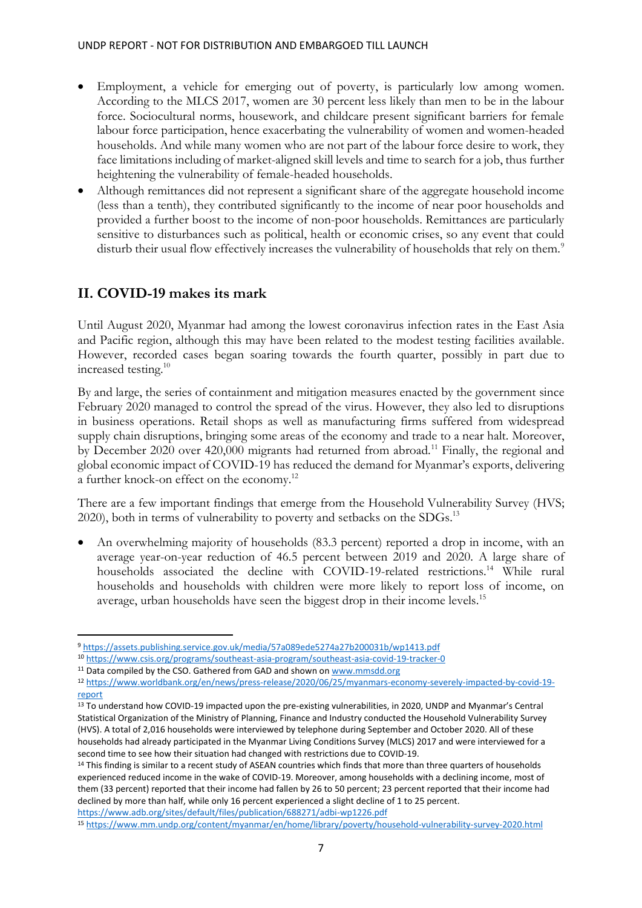- Employment, a vehicle for emerging out of poverty, is particularly low among women. According to the MLCS 2017, women are 30 percent less likely than men to be in the labour force. Sociocultural norms, housework, and childcare present significant barriers for female labour force participation, hence exacerbating the vulnerability of women and women-headed households. And while many women who are not part of the labour force desire to work, they face limitations including of market-aligned skill levels and time to search for a job, thus further heightening the vulnerability of female-headed households.
- Although remittances did not represent a significant share of the aggregate household income (less than a tenth), they contributed significantly to the income of near poor households and provided a further boost to the income of non-poor households. Remittances are particularly sensitive to disturbances such as political, health or economic crises, so any event that could disturb their usual flow effectively increases the vulnerability of households that rely on them.[9]

## II. COVID-19 makes its mark

Until August 2020, Myanmar had among the lowest coronavirus infection rates in the East Asia and Pacific region, although this may have been related to the modest testing facilities available. However, recorded cases began soaring towards the fourth quarter, possibly in part due to increased testing.[10]

By and large, the series of containment and mitigation measures enacted by the government since February 2020 managed to control the spread of the virus. However, they also led to disruptions in business operations. Retail shops as well as manufacturing firms suffered from widespread supply chain disruptions, bringing some areas of the economy and trade to a near halt. Moreover, by December 2020 over 420,000 migrants had returned from abroad.[11] Finally, the regional and global economic impact of COVID-19 has reduced the demand for Myanmar's exports, delivering a further knock-on effect on the economy.[12]

There are a few important findings that emerge from the Household Vulnerability Survey (HVS; 2020), both in terms of vulnerability to poverty and setbacks on the SDGs.[13]

- An overwhelming majority of households (83.3 percent) reported a drop in income, with an average year-on-year reduction of 46.5 percent between 2019 and 2020. A large share of households associated the decline with COVID-19-related restrictions.[14] While rural households and households with children were more likely to report loss of income, on average, urban households have seen the biggest drop in their income levels.[15]

---

[9] https://assets.publishing.service.gov.uk/media/57a089ede5274a27b200031b/wp1413.pdf

[10] https://www.csis.org/programs/southeast-asia-program/southeast-asia-covid-19-tracker-0

[11] Data compiled by the CSO. Gathered from GAD and shown on www.mmsdd.org

[12] https://www.worldbank.org/en/news/press-release/2020/06/25/myanmars-economy-severely-impacted-by-covid-19-report

[13] To understand how COVID-19 impacted upon the pre-existing vulnerabilities, in 2020, UNDP and Myanmar's Central Statistical Organization of the Ministry of Planning, Finance and Industry conducted the Household Vulnerability Survey (HVS). A total of 2,016 households were interviewed by telephone during September and October 2020. All of these households had already participated in the Myanmar Living Conditions Survey (MLCS) 2017 and were interviewed for a second time to see how their situation had changed with restrictions due to COVID-19.

[14] This finding is similar to a recent study of ASEAN countries which finds that more than three quarters of households experienced reduced income in the wake of COVID-19. Moreover, among households with a declining income, most of them (33 percent) reported that their income had fallen by 26 to 50 percent; 23 percent reported that their income had declined by more than half, while only 16 percent experienced a slight decline of 1 to 25 percent. https://www.adb.org/sites/default/files/publication/688271/adbi-wp1226.pdf

[15] https://www.mm.undp.org/content/myanmar/en/home/library/poverty/household-vulnerability-survey-2020.html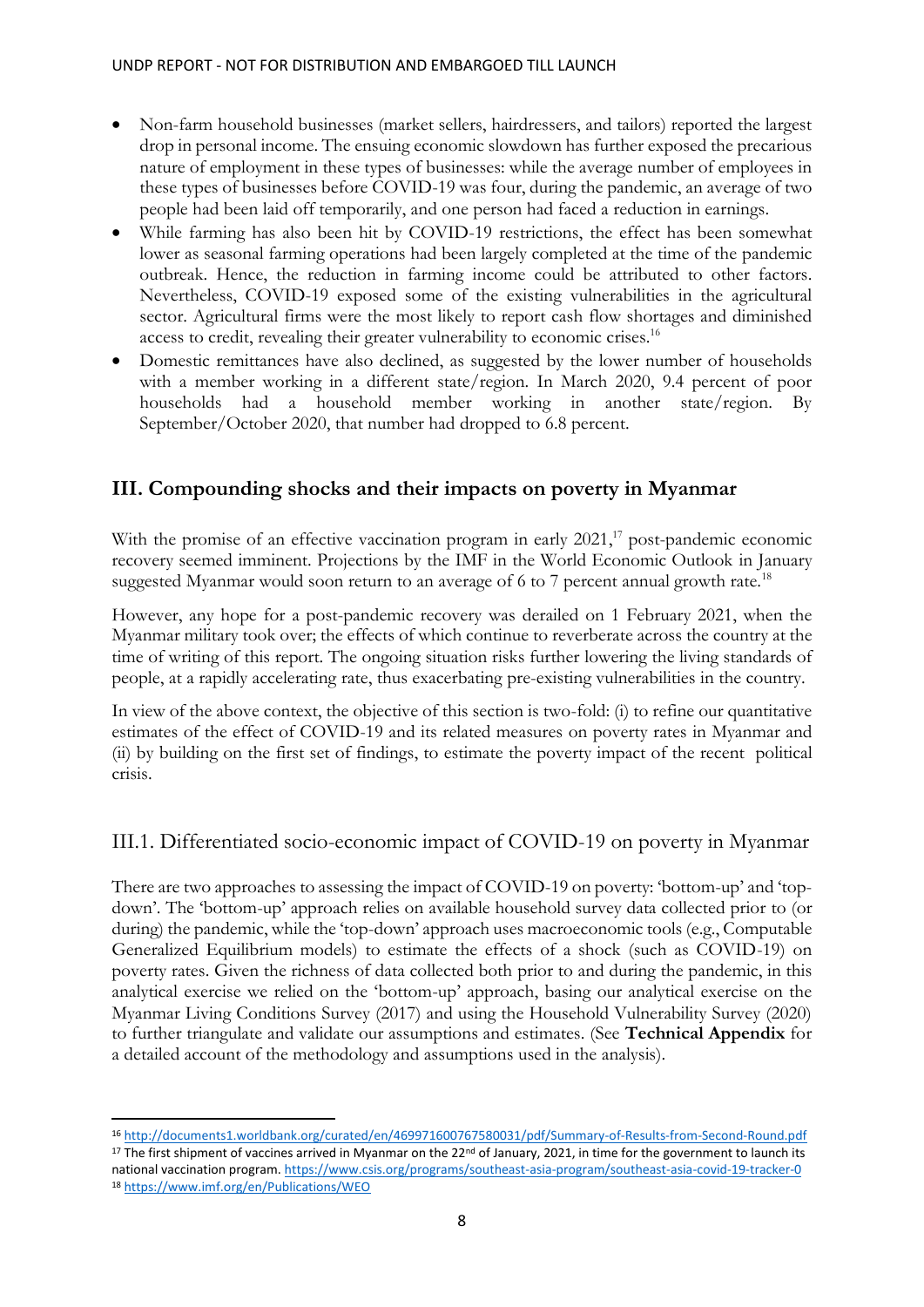- Non-farm household businesses (market sellers, hairdressers, and tailors) reported the largest drop in personal income. The ensuing economic slowdown has further exposed the precarious nature of employment in these types of businesses: while the average number of employees in these types of businesses before COVID-19 was four, during the pandemic, an average of two people had been laid off temporarily, and one person had faced a reduction in earnings.
- While farming has also been hit by COVID-19 restrictions, the effect has been somewhat lower as seasonal farming operations had been largely completed at the time of the pandemic outbreak. Hence, the reduction in farming income could be attributed to other factors. Nevertheless, COVID-19 exposed some of the existing vulnerabilities in the agricultural sector. Agricultural firms were the most likely to report cash flow shortages and diminished access to credit, revealing their greater vulnerability to economic crises.[16]
- Domestic remittances have also declined, as suggested by the lower number of households with a member working in a different state/region. In March 2020, 9.4 percent of poor households had a household member working in another state/region. By September/October 2020, that number had dropped to 6.8 percent.

## III. Compounding shocks and their impacts on poverty in Myanmar

With the promise of an effective vaccination program in early 2021,[17] post-pandemic economic recovery seemed imminent. Projections by the IMF in the World Economic Outlook in January suggested Myanmar would soon return to an average of 6 to 7 percent annual growth rate.[18]

However, any hope for a post-pandemic recovery was derailed on 1 February 2021, when the Myanmar military took over; the effects of which continue to reverberate across the country at the time of writing of this report. The ongoing situation risks further lowering the living standards of people, at a rapidly accelerating rate, thus exacerbating pre-existing vulnerabilities in the country.

In view of the above context, the objective of this section is two-fold: (i) to refine our quantitative estimates of the effect of COVID-19 and its related measures on poverty rates in Myanmar and (ii) by building on the first set of findings, to estimate the poverty impact of the recent political crisis.

### III.1. Differentiated socio-economic impact of COVID-19 on poverty in Myanmar

There are two approaches to assessing the impact of COVID-19 on poverty: 'bottom-up' and 'top-down'. The 'bottom-up' approach relies on available household survey data collected prior to (or during) the pandemic, while the 'top-down' approach uses macroeconomic tools (e.g., Computable Generalized Equilibrium models) to estimate the effects of a shock (such as COVID-19) on poverty rates. Given the richness of data collected both prior to and during the pandemic, in this analytical exercise we relied on the 'bottom-up' approach, basing our analytical exercise on the Myanmar Living Conditions Survey (2017) and using the Household Vulnerability Survey (2020) to further triangulate and validate our assumptions and estimates. (See **Technical Appendix** for a detailed account of the methodology and assumptions used in the analysis).

---

[16] http://documents1.worldbank.org/curated/en/469971600767580031/pdf/Summary-of-Results-from-Second-Round.pdf

[17] The first shipment of vaccines arrived in Myanmar on the 22nd of January, 2021, in time for the government to launch its national vaccination program. https://www.csis.org/programs/southeast-asia-program/southeast-asia-covid-19-tracker-0

[18] https://www.imf.org/en/Publications/WEO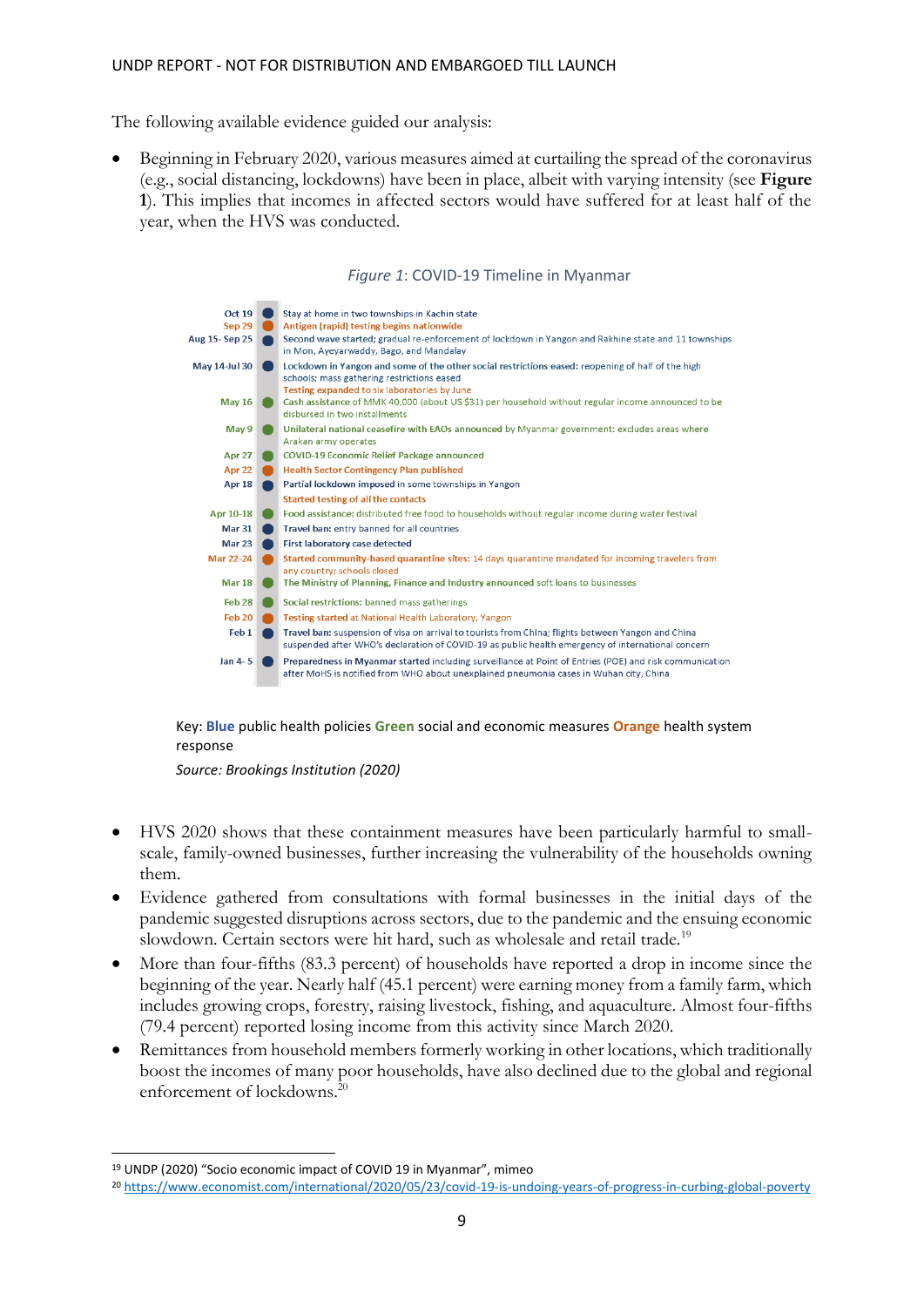The following available evidence guided our analysis:

- Beginning in February 2020, various measures aimed at curtailing the spread of the coronavirus (e.g., social distancing, lockdowns) have been in place, albeit with varying intensity (see **Figure 1**). This implies that incomes in affected sectors would have suffered for at least half of the year, when the HVS was conducted.

*Figure 1*: COVID-19 Timeline in Myanmar

| Date | Event |
| --- | --- |
| Oct 19 | Stay at home in two townships in Kachin state |
| Sep 29 | Antigen (rapid) testing begins nationwide |
| Aug 15- Sep 25 | Second wave started; gradual re-enforcement of lockdown in Yangon and Rakhine state and 11 townships in Mon, Ayeyarwaddy, Bago, and Mandalay |
| May 14-Jul 30 | Lockdown in Yangon and some of the other social restrictions eased: reopening of half of the high schools; mass gathering restrictions eased<br>Testing expanded to six laboratories by June |
| May 16 | Cash assistance of MMK 40,000 (about US $31) per household without regular income announced to be disbursed in two installments |
| May 9 | Unilateral national ceasefire with EAOs announced by Myanmar government: excludes areas where Arakan army operates |
| Apr 27 | COVID-19 Economic Relief Package announced |
| Apr 22 | Health Sector Contingency Plan published |
| Apr 18 | Partial lockdown imposed in some townships in Yangon<br>Started testing of all the contacts |
| Apr 10-18 | Food assistance: distributed free food to households without regular income during water festival |
| Mar 31 | Travel ban: entry banned for all countries |
| Mar 23 | First laboratory case detected |
| Mar 22-24 | Started community-based quarantine sites: 14 days quarantine mandated for incoming travelers from any country; schools closed |
| Mar 18 | The Ministry of Planning, Finance and Industry announced soft loans to businesses |
| Feb 28 | Social restrictions: banned mass gatherings |
| Feb 20 | Testing started at National Health Laboratory, Yangon |
| Feb 1 | Travel ban: suspension of visa on arrival to tourists from China; flights between Yangon and China suspended after WHO's declaration of COVID-19 as public health emergency of international concern |
| Jan 4- 5 | Preparedness in Myanmar started including surveillance at Point of Entries (POE) and risk communication after MoHS is notified from WHO about unexplained pneumonia cases in Wuhan city, China |

Key: **Blue** public health policies **Green** social and economic measures **Orange** health system response

*Source: Brookings Institution (2020)*

- HVS 2020 shows that these containment measures have been particularly harmful to small-scale, family-owned businesses, further increasing the vulnerability of the households owning them.
- Evidence gathered from consultations with formal businesses in the initial days of the pandemic suggested disruptions across sectors, due to the pandemic and the ensuing economic slowdown. Certain sectors were hit hard, such as wholesale and retail trade.[19]
- More than four-fifths (83.3 percent) of households have reported a drop in income since the beginning of the year. Nearly half (45.1 percent) were earning money from a family farm, which includes growing crops, forestry, raising livestock, fishing, and aquaculture. Almost four-fifths (79.4 percent) reported losing income from this activity since March 2020.
- Remittances from household members formerly working in other locations, which traditionally boost the incomes of many poor households, have also declined due to the global and regional enforcement of lockdowns.[20]

---

[19] UNDP (2020) "Socio economic impact of COVID 19 in Myanmar", mimeo

[20] https://www.economist.com/international/2020/05/23/covid-19-is-undoing-years-of-progress-in-curbing-global-poverty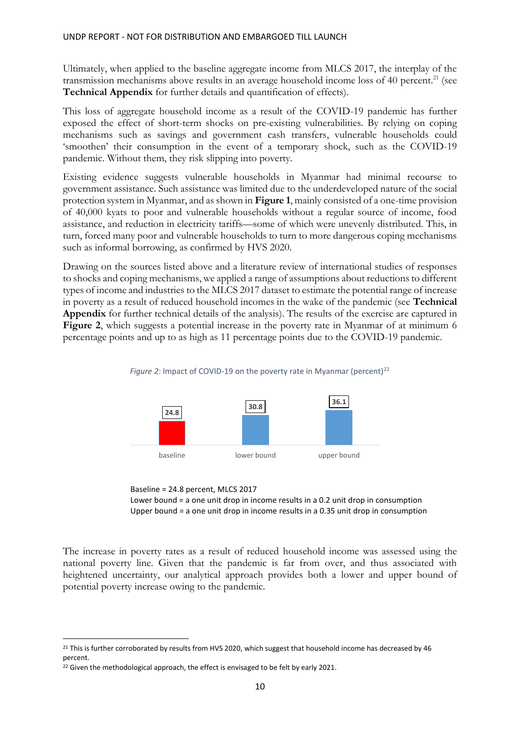Ultimately, when applied to the baseline aggregate income from MLCS 2017, the interplay of the transmission mechanisms above results in an average household income loss of 40 percent.[21] (see **Technical Appendix** for further details and quantification of effects).

This loss of aggregate household income as a result of the COVID-19 pandemic has further exposed the effect of short-term shocks on pre-existing vulnerabilities. By relying on coping mechanisms such as savings and government cash transfers, vulnerable households could 'smoothen' their consumption in the event of a temporary shock, such as the COVID-19 pandemic. Without them, they risk slipping into poverty.

Existing evidence suggests vulnerable households in Myanmar had minimal recourse to government assistance. Such assistance was limited due to the underdeveloped nature of the social protection system in Myanmar, and as shown in **Figure 1**, mainly consisted of a one-time provision of 40,000 kyats to poor and vulnerable households without a regular source of income, food assistance, and reduction in electricity tariffs—some of which were unevenly distributed. This, in turn, forced many poor and vulnerable households to turn to more dangerous coping mechanisms such as informal borrowing, as confirmed by HVS 2020.

Drawing on the sources listed above and a literature review of international studies of responses to shocks and coping mechanisms, we applied a range of assumptions about reductions to different types of income and industries to the MLCS 2017 dataset to estimate the potential range of increase in poverty as a result of reduced household incomes in the wake of the pandemic (see **Technical Appendix** for further technical details of the analysis). The results of the exercise are captured in **Figure 2**, which suggests a potential increase in the poverty rate in Myanmar of at minimum 6 percentage points and up to as high as 11 percentage points due to the COVID-19 pandemic.

*Figure 2*: Impact of COVID-19 on the poverty rate in Myanmar (percent)[22]

| baseline | lower bound | upper bound |
|---|---|---|
| 24.8 | 30.8 | 36.1 |

Baseline = 24.8 percent, MLCS 2017
Lower bound = a one unit drop in income results in a 0.2 unit drop in consumption
Upper bound = a one unit drop in income results in a 0.35 unit drop in consumption

The increase in poverty rates as a result of reduced household income was assessed using the national poverty line. Given that the pandemic is far from over, and thus associated with heightened uncertainty, our analytical approach provides both a lower and upper bound of potential poverty increase owing to the pandemic.

---

[21] This is further corroborated by results from HVS 2020, which suggest that household income has decreased by 46 percent.

[22] Given the methodological approach, the effect is envisaged to be felt by early 2021.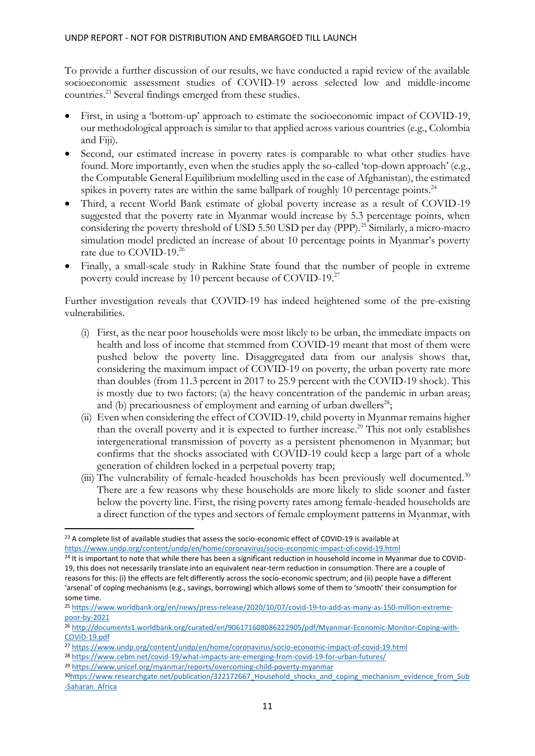To provide a further discussion of our results, we have conducted a rapid review of the available socioeconomic assessment studies of COVID-19 across selected low and middle-income countries.[23] Several findings emerged from these studies.

- First, in using a 'bottom-up' approach to estimate the socioeconomic impact of COVID-19, our methodological approach is similar to that applied across various countries (e.g., Colombia and Fiji).
- Second, our estimated increase in poverty rates is comparable to what other studies have found. More importantly, even when the studies apply the so-called 'top-down approach' (e.g., the Computable General Equilibrium modelling used in the case of Afghanistan), the estimated spikes in poverty rates are within the same ballpark of roughly 10 percentage points.[24]
- Third, a recent World Bank estimate of global poverty increase as a result of COVID-19 suggested that the poverty rate in Myanmar would increase by 5.3 percentage points, when considering the poverty threshold of USD 5.50 USD per day (PPP).[25] Similarly, a micro-macro simulation model predicted an increase of about 10 percentage points in Myanmar's poverty rate due to COVID-19.[26]
- Finally, a small-scale study in Rakhine State found that the number of people in extreme poverty could increase by 10 percent because of COVID-19.[27]

Further investigation reveals that COVID-19 has indeed heightened some of the pre-existing vulnerabilities.

(i) First, as the near poor households were most likely to be urban, the immediate impacts on health and loss of income that stemmed from COVID-19 meant that most of them were pushed below the poverty line. Disaggregated data from our analysis shows that, considering the maximum impact of COVID-19 on poverty, the urban poverty rate more than doubles (from 11.3 percent in 2017 to 25.9 percent with the COVID-19 shock). This is mostly due to two factors: (a) the heavy concentration of the pandemic in urban areas; and (b) precariousness of employment and earning of urban dwellers[28];

(ii) Even when considering the effect of COVID-19, child poverty in Myanmar remains higher than the overall poverty and it is expected to further increase.[29] This not only establishes intergenerational transmission of poverty as a persistent phenomenon in Myanmar; but confirms that the shocks associated with COVID-19 could keep a large part of a whole generation of children locked in a perpetual poverty trap;

(iii) The vulnerability of female-headed households has been previously well documented.[30] There are a few reasons why these households are more likely to slide sooner and faster below the poverty line. First, the rising poverty rates among female-headed households are a direct function of the types and sectors of female employment patterns in Myanmar, with

---

[23] A complete list of available studies that assess the socio-economic effect of COVID-19 is available at https://www.undp.org/content/undp/en/home/coronavirus/socio-economic-impact-of-covid-19.html

[24] It is important to note that while there has been a significant reduction in household income in Myanmar due to COVID-19, this does not necessarily translate into an equivalent near-term reduction in consumption. There are a couple of reasons for this: (i) the effects are felt differently across the socio-economic spectrum; and (ii) people have a different 'arsenal' of coping mechanisms (e.g., savings, borrowing) which allows some of them to 'smooth' their consumption for some time.

[25] https://www.worldbank.org/en/news/press-release/2020/10/07/covid-19-to-add-as-many-as-150-million-extreme-poor-by-2021

[26] http://documents1.worldbank.org/curated/en/906171608086222905/pdf/Myanmar-Economic-Monitor-Coping-with-COVID-19.pdf

[27] https://www.undp.org/content/undp/en/home/coronavirus/socio-economic-impact-of-covid-19.html

[28] https://www.cebm.net/covid-19/what-impacts-are-emerging-from-covid-19-for-urban-futures/

[29] https://www.unicef.org/myanmar/reports/overcoming-child-poverty-myanmar

[30] https://www.researchgate.net/publication/322172667_Household_shocks_and_coping_mechanism_evidence_from_Sub-Saharan_Africa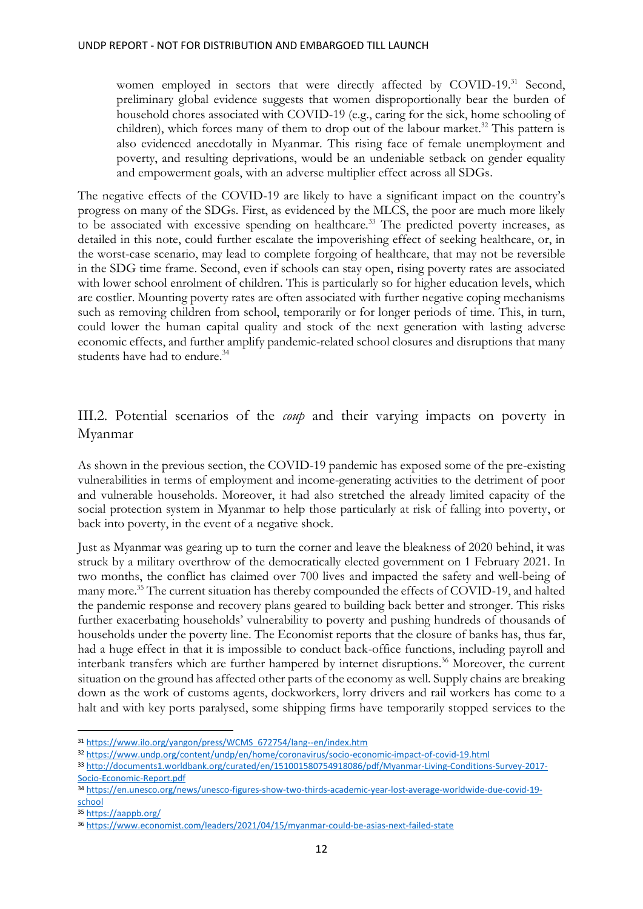women employed in sectors that were directly affected by COVID-19.[31] Second, preliminary global evidence suggests that women disproportionally bear the burden of household chores associated with COVID-19 (e.g., caring for the sick, home schooling of children), which forces many of them to drop out of the labour market.[32] This pattern is also evidenced anecdotally in Myanmar. This rising face of female unemployment and poverty, and resulting deprivations, would be an undeniable setback on gender equality and empowerment goals, with an adverse multiplier effect across all SDGs.

The negative effects of the COVID-19 are likely to have a significant impact on the country's progress on many of the SDGs. First, as evidenced by the MLCS, the poor are much more likely to be associated with excessive spending on healthcare.[33] The predicted poverty increases, as detailed in this note, could further escalate the impoverishing effect of seeking healthcare, or, in the worst-case scenario, may lead to complete forgoing of healthcare, that may not be reversible in the SDG time frame. Second, even if schools can stay open, rising poverty rates are associated with lower school enrolment of children. This is particularly so for higher education levels, which are costlier. Mounting poverty rates are often associated with further negative coping mechanisms such as removing children from school, temporarily or for longer periods of time. This, in turn, could lower the human capital quality and stock of the next generation with lasting adverse economic effects, and further amplify pandemic-related school closures and disruptions that many students have had to endure.[34]

## III.2. Potential scenarios of the *coup* and their varying impacts on poverty in Myanmar

As shown in the previous section, the COVID-19 pandemic has exposed some of the pre-existing vulnerabilities in terms of employment and income-generating activities to the detriment of poor and vulnerable households. Moreover, it had also stretched the already limited capacity of the social protection system in Myanmar to help those particularly at risk of falling into poverty, or back into poverty, in the event of a negative shock.

Just as Myanmar was gearing up to turn the corner and leave the bleakness of 2020 behind, it was struck by a military overthrow of the democratically elected government on 1 February 2021. In two months, the conflict has claimed over 700 lives and impacted the safety and well-being of many more.[35] The current situation has thereby compounded the effects of COVID-19, and halted the pandemic response and recovery plans geared to building back better and stronger. This risks further exacerbating households' vulnerability to poverty and pushing hundreds of thousands of households under the poverty line. The Economist reports that the closure of banks has, thus far, had a huge effect in that it is impossible to conduct back-office functions, including payroll and interbank transfers which are further hampered by internet disruptions.[36] Moreover, the current situation on the ground has affected other parts of the economy as well. Supply chains are breaking down as the work of customs agents, dockworkers, lorry drivers and rail workers has come to a halt and with key ports paralysed, some shipping firms have temporarily stopped services to the

---

[31] https://www.ilo.org/yangon/press/WCMS_672754/lang--en/index.htm

[32] https://www.undp.org/content/undp/en/home/coronavirus/socio-economic-impact-of-covid-19.html

[33] http://documents1.worldbank.org/curated/en/151001580754918086/pdf/Myanmar-Living-Conditions-Survey-2017-Socio-Economic-Report.pdf

[34] https://en.unesco.org/news/unesco-figures-show-two-thirds-academic-year-lost-average-worldwide-due-covid-19-school

[35] https://aappb.org/

[36] https://www.economist.com/leaders/2021/04/15/myanmar-could-be-asias-next-failed-state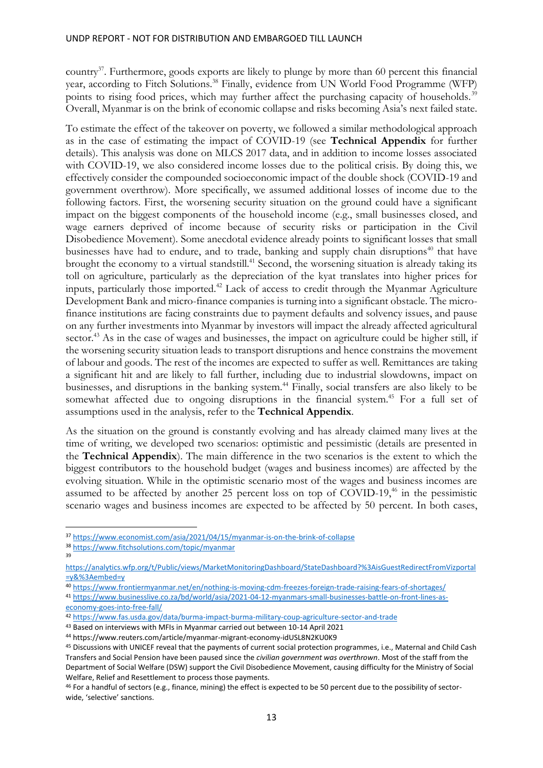country[37]. Furthermore, goods exports are likely to plunge by more than 60 percent this financial year, according to Fitch Solutions.[38] Finally, evidence from UN World Food Programme (WFP) points to rising food prices, which may further affect the purchasing capacity of households.[39] Overall, Myanmar is on the brink of economic collapse and risks becoming Asia's next failed state.

To estimate the effect of the takeover on poverty, we followed a similar methodological approach as in the case of estimating the impact of COVID-19 (see **Technical Appendix** for further details). This analysis was done on MLCS 2017 data, and in addition to income losses associated with COVID-19, we also considered income losses due to the political crisis. By doing this, we effectively consider the compounded socioeconomic impact of the double shock (COVID-19 and government overthrow). More specifically, we assumed additional losses of income due to the following factors. First, the worsening security situation on the ground could have a significant impact on the biggest components of the household income (e.g., small businesses closed, and wage earners deprived of income because of security risks or participation in the Civil Disobedience Movement). Some anecdotal evidence already points to significant losses that small businesses have had to endure, and to trade, banking and supply chain disruptions[40] that have brought the economy to a virtual standstill.[41] Second, the worsening situation is already taking its toll on agriculture, particularly as the depreciation of the kyat translates into higher prices for inputs, particularly those imported.[42] Lack of access to credit through the Myanmar Agriculture Development Bank and micro-finance companies is turning into a significant obstacle. The micro-finance institutions are facing constraints due to payment defaults and solvency issues, and pause on any further investments into Myanmar by investors will impact the already affected agricultural sector.[43] As in the case of wages and businesses, the impact on agriculture could be higher still, if the worsening security situation leads to transport disruptions and hence constrains the movement of labour and goods. The rest of the incomes are expected to suffer as well. Remittances are taking a significant hit and are likely to fall further, including due to industrial slowdowns, impact on businesses, and disruptions in the banking system.[44] Finally, social transfers are also likely to be somewhat affected due to ongoing disruptions in the financial system.[45] For a full set of assumptions used in the analysis, refer to the **Technical Appendix**.

As the situation on the ground is constantly evolving and has already claimed many lives at the time of writing, we developed two scenarios: optimistic and pessimistic (details are presented in the **Technical Appendix**). The main difference in the two scenarios is the extent to which the biggest contributors to the household budget (wages and business incomes) are affected by the evolving situation. While in the optimistic scenario most of the wages and business incomes are assumed to be affected by another 25 percent loss on top of COVID-19,[46] in the pessimistic scenario wages and business incomes are expected to be affected by 50 percent. In both cases,

---

[37] https://www.economist.com/asia/2021/04/15/myanmar-is-on-the-brink-of-collapse

[38] https://www.fitchsolutions.com/topic/myanmar

[39] https://analytics.wfp.org/t/Public/views/MarketMonitoringDashboard/StateDashboard?%3AisGuestRedirectFromVizportal=y&%3Aembed=y

[40] https://www.frontiermyanmar.net/en/nothing-is-moving-cdm-freezes-foreign-trade-raising-fears-of-shortages/

[41] https://www.businesslive.co.za/bd/world/asia/2021-04-12-myanmars-small-businesses-battle-on-front-lines-as-economy-goes-into-free-fall/

[42] https://www.fas.usda.gov/data/burma-impact-burma-military-coup-agriculture-sector-and-trade

[43] Based on interviews with MFIs in Myanmar carried out between 10-14 April 2021

[44] https://www.reuters.com/article/myanmar-migrant-economy-idUSL8N2KU0K9

[45] Discussions with UNICEF reveal that the payments of current social protection programmes, i.e., Maternal and Child Cash Transfers and Social Pension have been paused since the *civilian government was overthrown*. Most of the staff from the Department of Social Welfare (DSW) support the Civil Disobedience Movement, causing difficulty for the Ministry of Social Welfare, Relief and Resettlement to process those payments.

[46] For a handful of sectors (e.g., finance, mining) the effect is expected to be 50 percent due to the possibility of sector-wide, 'selective' sanctions.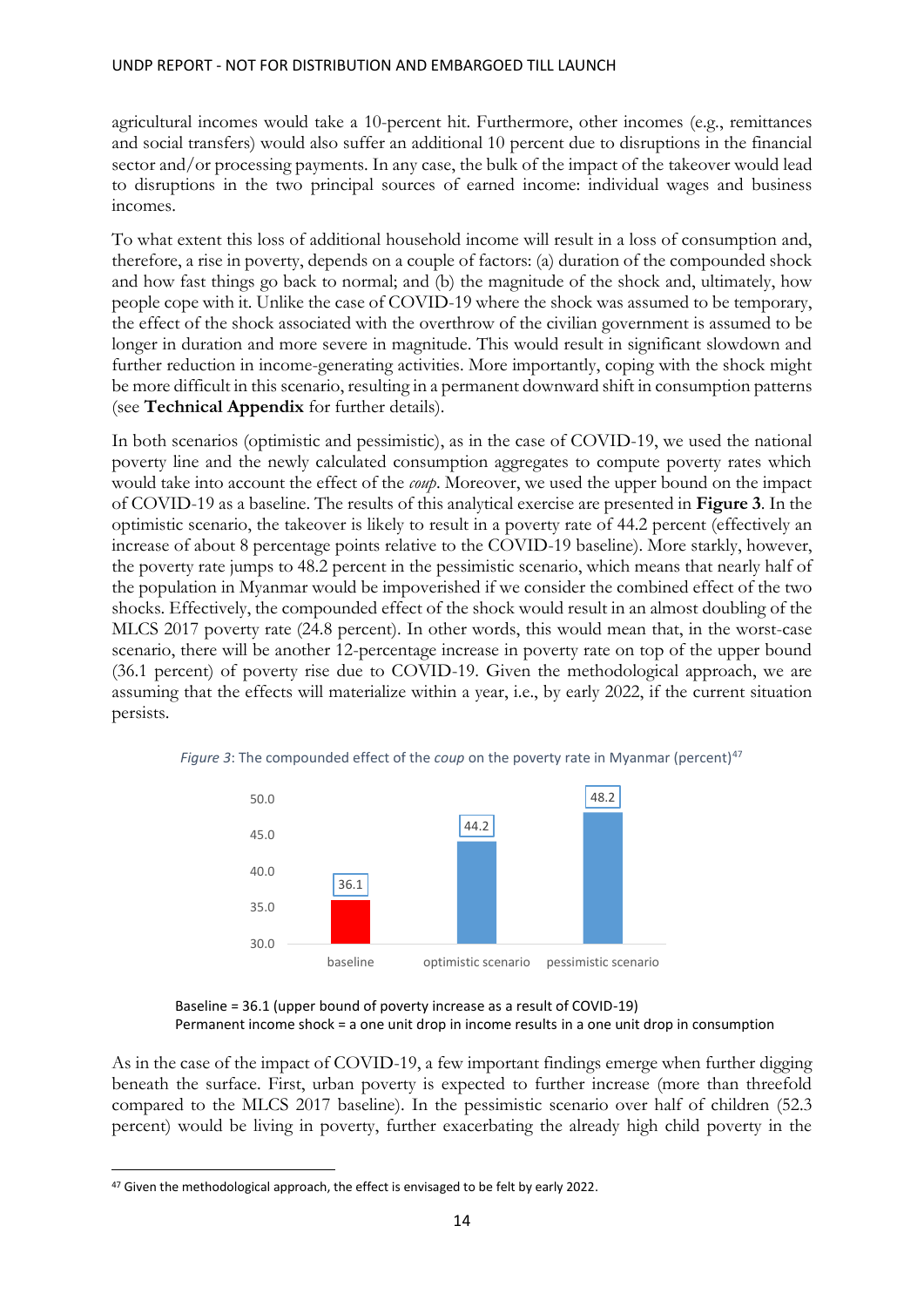agricultural incomes would take a 10-percent hit. Furthermore, other incomes (e.g., remittances and social transfers) would also suffer an additional 10 percent due to disruptions in the financial sector and/or processing payments. In any case, the bulk of the impact of the takeover would lead to disruptions in the two principal sources of earned income: individual wages and business incomes.

To what extent this loss of additional household income will result in a loss of consumption and, therefore, a rise in poverty, depends on a couple of factors: (a) duration of the compounded shock and how fast things go back to normal; and (b) the magnitude of the shock and, ultimately, how people cope with it. Unlike the case of COVID-19 where the shock was assumed to be temporary, the effect of the shock associated with the overthrow of the civilian government is assumed to be longer in duration and more severe in magnitude. This would result in significant slowdown and further reduction in income-generating activities. More importantly, coping with the shock might be more difficult in this scenario, resulting in a permanent downward shift in consumption patterns (see **Technical Appendix** for further details).

In both scenarios (optimistic and pessimistic), as in the case of COVID-19, we used the national poverty line and the newly calculated consumption aggregates to compute poverty rates which would take into account the effect of the *coup*. Moreover, we used the upper bound on the impact of COVID-19 as a baseline. The results of this analytical exercise are presented in **Figure 3**. In the optimistic scenario, the takeover is likely to result in a poverty rate of 44.2 percent (effectively an increase of about 8 percentage points relative to the COVID-19 baseline). More starkly, however, the poverty rate jumps to 48.2 percent in the pessimistic scenario, which means that nearly half of the population in Myanmar would be impoverished if we consider the combined effect of the two shocks. Effectively, the compounded effect of the shock would result in an almost doubling of the MLCS 2017 poverty rate (24.8 percent). In other words, this would mean that, in the worst-case scenario, there will be another 12-percentage increase in poverty rate on top of the upper bound (36.1 percent) of poverty rise due to COVID-19. Given the methodological approach, we are assuming that the effects will materialize within a year, i.e., by early 2022, if the current situation persists.

*Figure 3*: The compounded effect of the *coup* on the poverty rate in Myanmar (percent)[47]

| | Poverty rate (percent) |
|---|---|
| baseline | 36.1 |
| optimistic scenario | 44.2 |
| pessimistic scenario | 48.2 |

Baseline = 36.1 (upper bound of poverty increase as a result of COVID-19)
Permanent income shock = a one unit drop in income results in a one unit drop in consumption

As in the case of the impact of COVID-19, a few important findings emerge when further digging beneath the surface. First, urban poverty is expected to further increase (more than threefold compared to the MLCS 2017 baseline). In the pessimistic scenario over half of children (52.3 percent) would be living in poverty, further exacerbating the already high child poverty in the

[47] Given the methodological approach, the effect is envisaged to be felt by early 2022.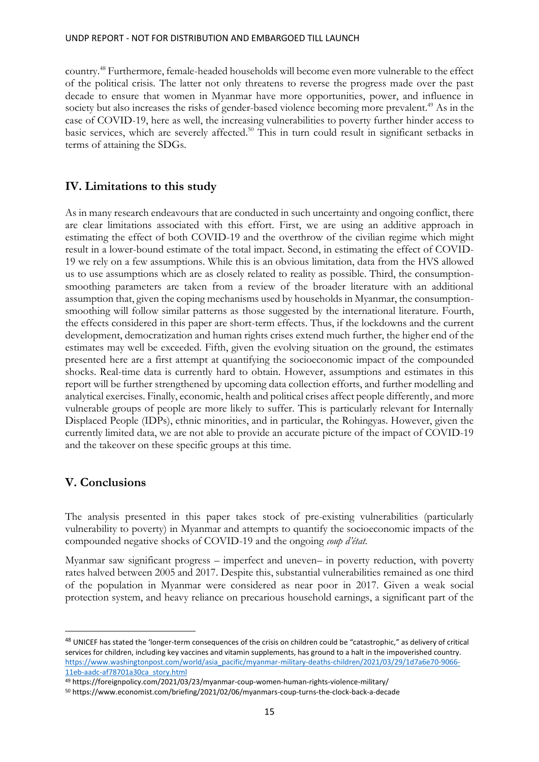country.[48] Furthermore, female-headed households will become even more vulnerable to the effect of the political crisis. The latter not only threatens to reverse the progress made over the past decade to ensure that women in Myanmar have more opportunities, power, and influence in society but also increases the risks of gender-based violence becoming more prevalent.[49] As in the case of COVID-19, here as well, the increasing vulnerabilities to poverty further hinder access to basic services, which are severely affected.[50] This in turn could result in significant setbacks in terms of attaining the SDGs.

## IV. Limitations to this study

As in many research endeavours that are conducted in such uncertainty and ongoing conflict, there are clear limitations associated with this effort. First, we are using an additive approach in estimating the effect of both COVID-19 and the overthrow of the civilian regime which might result in a lower-bound estimate of the total impact. Second, in estimating the effect of COVID-19 we rely on a few assumptions. While this is an obvious limitation, data from the HVS allowed us to use assumptions which are as closely related to reality as possible. Third, the consumption-smoothing parameters are taken from a review of the broader literature with an additional assumption that, given the coping mechanisms used by households in Myanmar, the consumption-smoothing will follow similar patterns as those suggested by the international literature. Fourth, the effects considered in this paper are short-term effects. Thus, if the lockdowns and the current development, democratization and human rights crises extend much further, the higher end of the estimates may well be exceeded. Fifth, given the evolving situation on the ground, the estimates presented here are a first attempt at quantifying the socioeconomic impact of the compounded shocks. Real-time data is currently hard to obtain. However, assumptions and estimates in this report will be further strengthened by upcoming data collection efforts, and further modelling and analytical exercises. Finally, economic, health and political crises affect people differently, and more vulnerable groups of people are more likely to suffer. This is particularly relevant for Internally Displaced People (IDPs), ethnic minorities, and in particular, the Rohingyas. However, given the currently limited data, we are not able to provide an accurate picture of the impact of COVID-19 and the takeover on these specific groups at this time.

## V. Conclusions

The analysis presented in this paper takes stock of pre-existing vulnerabilities (particularly vulnerability to poverty) in Myanmar and attempts to quantify the socioeconomic impacts of the compounded negative shocks of COVID-19 and the ongoing *coup d'état*.

Myanmar saw significant progress – imperfect and uneven– in poverty reduction, with poverty rates halved between 2005 and 2017. Despite this, substantial vulnerabilities remained as one third of the population in Myanmar were considered as near poor in 2017. Given a weak social protection system, and heavy reliance on precarious household earnings, a significant part of the

---

[48] UNICEF has stated the 'longer-term consequences of the crisis on children could be "catastrophic," as delivery of critical services for children, including key vaccines and vitamin supplements, has ground to a halt in the impoverished country. https://www.washingtonpost.com/world/asia_pacific/myanmar-military-deaths-children/2021/03/29/1d7a6e70-9066-11eb-aadc-af78701a30ca_story.html

[49] https://foreignpolicy.com/2021/03/23/myanmar-coup-women-human-rights-violence-military/

[50] https://www.economist.com/briefing/2021/02/06/myanmars-coup-turns-the-clock-back-a-decade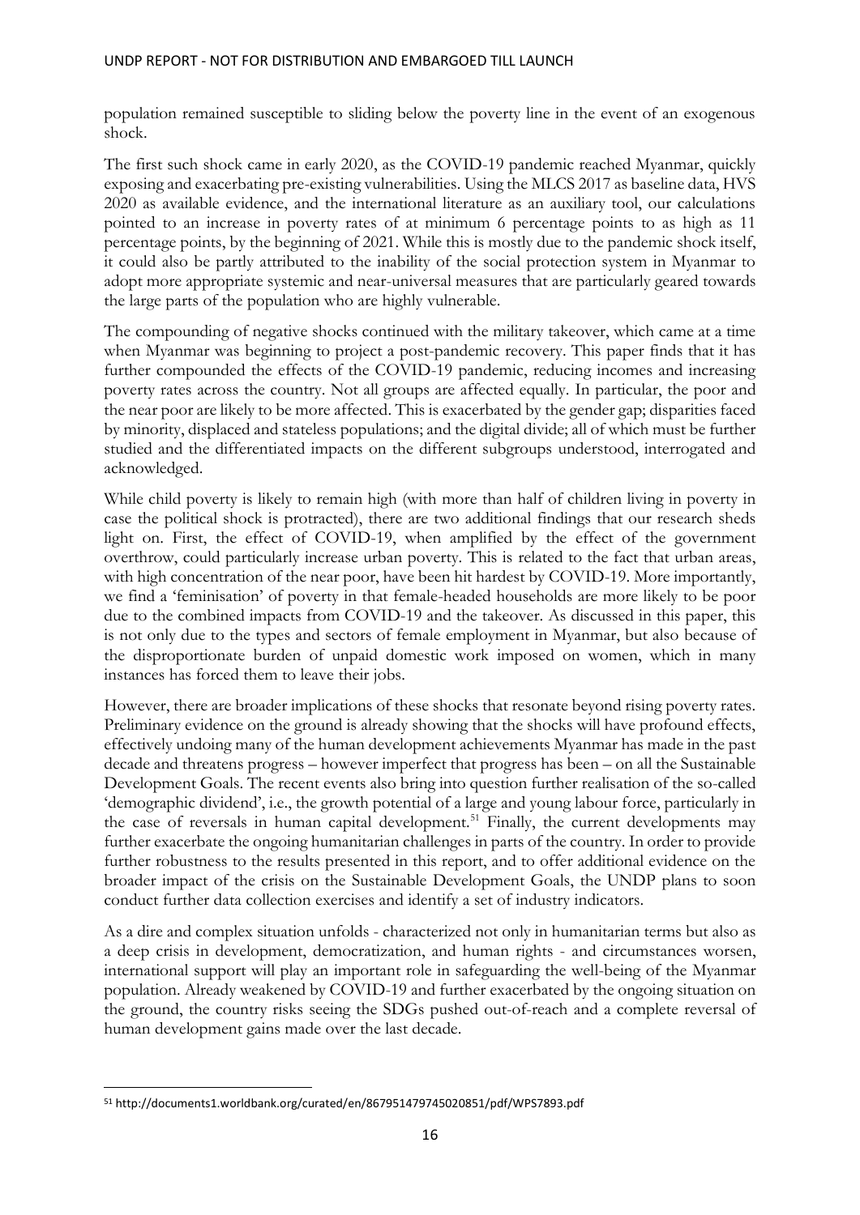population remained susceptible to sliding below the poverty line in the event of an exogenous shock.

The first such shock came in early 2020, as the COVID-19 pandemic reached Myanmar, quickly exposing and exacerbating pre-existing vulnerabilities. Using the MLCS 2017 as baseline data, HVS 2020 as available evidence, and the international literature as an auxiliary tool, our calculations pointed to an increase in poverty rates of at minimum 6 percentage points to as high as 11 percentage points, by the beginning of 2021. While this is mostly due to the pandemic shock itself, it could also be partly attributed to the inability of the social protection system in Myanmar to adopt more appropriate systemic and near-universal measures that are particularly geared towards the large parts of the population who are highly vulnerable.

The compounding of negative shocks continued with the military takeover, which came at a time when Myanmar was beginning to project a post-pandemic recovery. This paper finds that it has further compounded the effects of the COVID-19 pandemic, reducing incomes and increasing poverty rates across the country. Not all groups are affected equally. In particular, the poor and the near poor are likely to be more affected. This is exacerbated by the gender gap; disparities faced by minority, displaced and stateless populations; and the digital divide; all of which must be further studied and the differentiated impacts on the different subgroups understood, interrogated and acknowledged.

While child poverty is likely to remain high (with more than half of children living in poverty in case the political shock is protracted), there are two additional findings that our research sheds light on. First, the effect of COVID-19, when amplified by the effect of the government overthrow, could particularly increase urban poverty. This is related to the fact that urban areas, with high concentration of the near poor, have been hit hardest by COVID-19. More importantly, we find a 'feminisation' of poverty in that female-headed households are more likely to be poor due to the combined impacts from COVID-19 and the takeover. As discussed in this paper, this is not only due to the types and sectors of female employment in Myanmar, but also because of the disproportionate burden of unpaid domestic work imposed on women, which in many instances has forced them to leave their jobs.

However, there are broader implications of these shocks that resonate beyond rising poverty rates. Preliminary evidence on the ground is already showing that the shocks will have profound effects, effectively undoing many of the human development achievements Myanmar has made in the past decade and threatens progress – however imperfect that progress has been – on all the Sustainable Development Goals. The recent events also bring into question further realisation of the so-called 'demographic dividend', i.e., the growth potential of a large and young labour force, particularly in the case of reversals in human capital development.[51] Finally, the current developments may further exacerbate the ongoing humanitarian challenges in parts of the country. In order to provide further robustness to the results presented in this report, and to offer additional evidence on the broader impact of the crisis on the Sustainable Development Goals, the UNDP plans to soon conduct further data collection exercises and identify a set of industry indicators.

As a dire and complex situation unfolds - characterized not only in humanitarian terms but also as a deep crisis in development, democratization, and human rights - and circumstances worsen, international support will play an important role in safeguarding the well-being of the Myanmar population. Already weakened by COVID-19 and further exacerbated by the ongoing situation on the ground, the country risks seeing the SDGs pushed out-of-reach and a complete reversal of human development gains made over the last decade.

[51] http://documents1.worldbank.org/curated/en/867951479745020851/pdf/WPS7893.pdf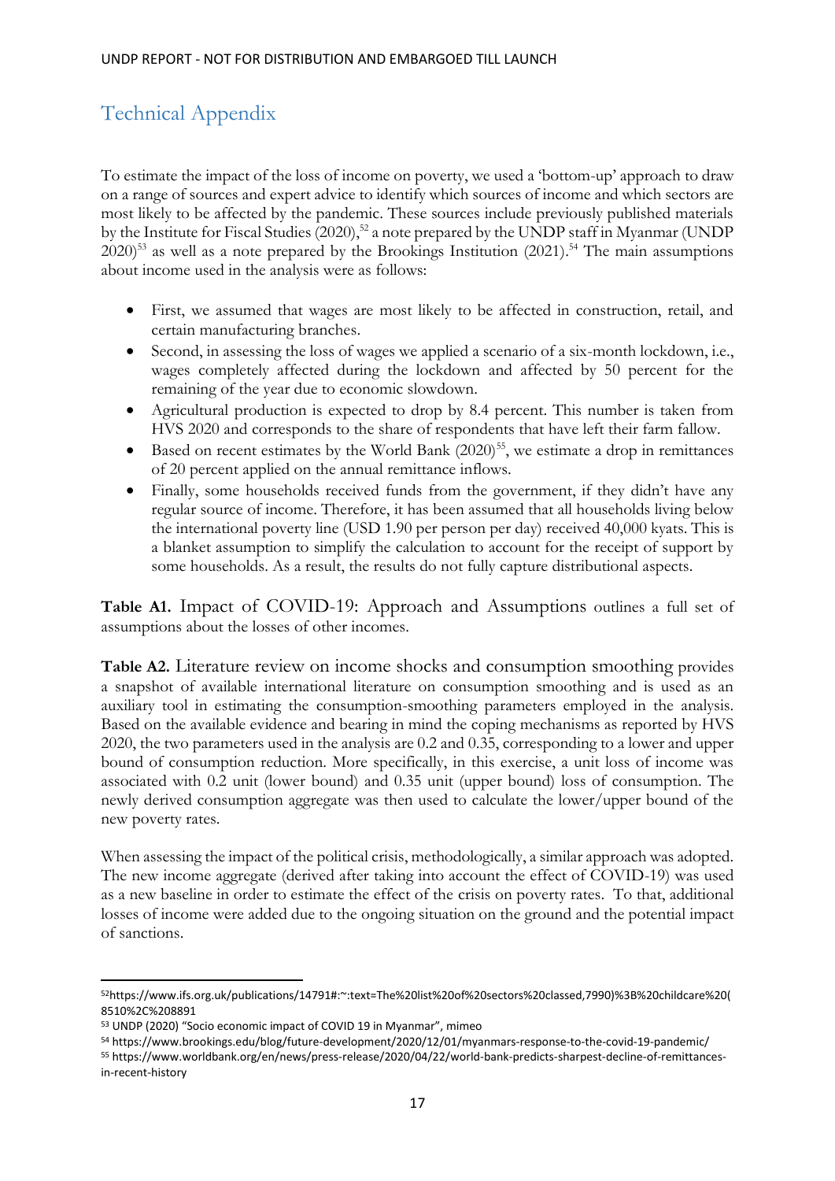# Technical Appendix

To estimate the impact of the loss of income on poverty, we used a 'bottom-up' approach to draw on a range of sources and expert advice to identify which sources of income and which sectors are most likely to be affected by the pandemic. These sources include previously published materials by the Institute for Fiscal Studies (2020),[52] a note prepared by the UNDP staff in Myanmar (UNDP 2020)[53] as well as a note prepared by the Brookings Institution (2021).[54] The main assumptions about income used in the analysis were as follows:

- First, we assumed that wages are most likely to be affected in construction, retail, and certain manufacturing branches.
- Second, in assessing the loss of wages we applied a scenario of a six-month lockdown, i.e., wages completely affected during the lockdown and affected by 50 percent for the remaining of the year due to economic slowdown.
- Agricultural production is expected to drop by 8.4 percent. This number is taken from HVS 2020 and corresponds to the share of respondents that have left their farm fallow.
- Based on recent estimates by the World Bank (2020)[55], we estimate a drop in remittances of 20 percent applied on the annual remittance inflows.
- Finally, some households received funds from the government, if they didn't have any regular source of income. Therefore, it has been assumed that all households living below the international poverty line (USD 1.90 per person per day) received 40,000 kyats. This is a blanket assumption to simplify the calculation to account for the receipt of support by some households. As a result, the results do not fully capture distributional aspects.

**Table A1.** Impact of COVID-19: Approach and Assumptions outlines a full set of assumptions about the losses of other incomes.

**Table A2.** Literature review on income shocks and consumption smoothing provides a snapshot of available international literature on consumption smoothing and is used as an auxiliary tool in estimating the consumption-smoothing parameters employed in the analysis. Based on the available evidence and bearing in mind the coping mechanisms as reported by HVS 2020, the two parameters used in the analysis are 0.2 and 0.35, corresponding to a lower and upper bound of consumption reduction. More specifically, in this exercise, a unit loss of income was associated with 0.2 unit (lower bound) and 0.35 unit (upper bound) loss of consumption. The newly derived consumption aggregate was then used to calculate the lower/upper bound of the new poverty rates.

When assessing the impact of the political crisis, methodologically, a similar approach was adopted. The new income aggregate (derived after taking into account the effect of COVID-19) was used as a new baseline in order to estimate the effect of the crisis on poverty rates. To that, additional losses of income were added due to the ongoing situation on the ground and the potential impact of sanctions.

---

[52] https://www.ifs.org.uk/publications/14791#:~:text=The%20list%20of%20sectors%20classed,7990)%3B%20childcare%20(8510%2C%208891

[53] UNDP (2020) "Socio economic impact of COVID 19 in Myanmar", mimeo

[54] https://www.brookings.edu/blog/future-development/2020/12/01/myanmars-response-to-the-covid-19-pandemic/

[55] https://www.worldbank.org/en/news/press-release/2020/04/22/world-bank-predicts-sharpest-decline-of-remittances-in-recent-history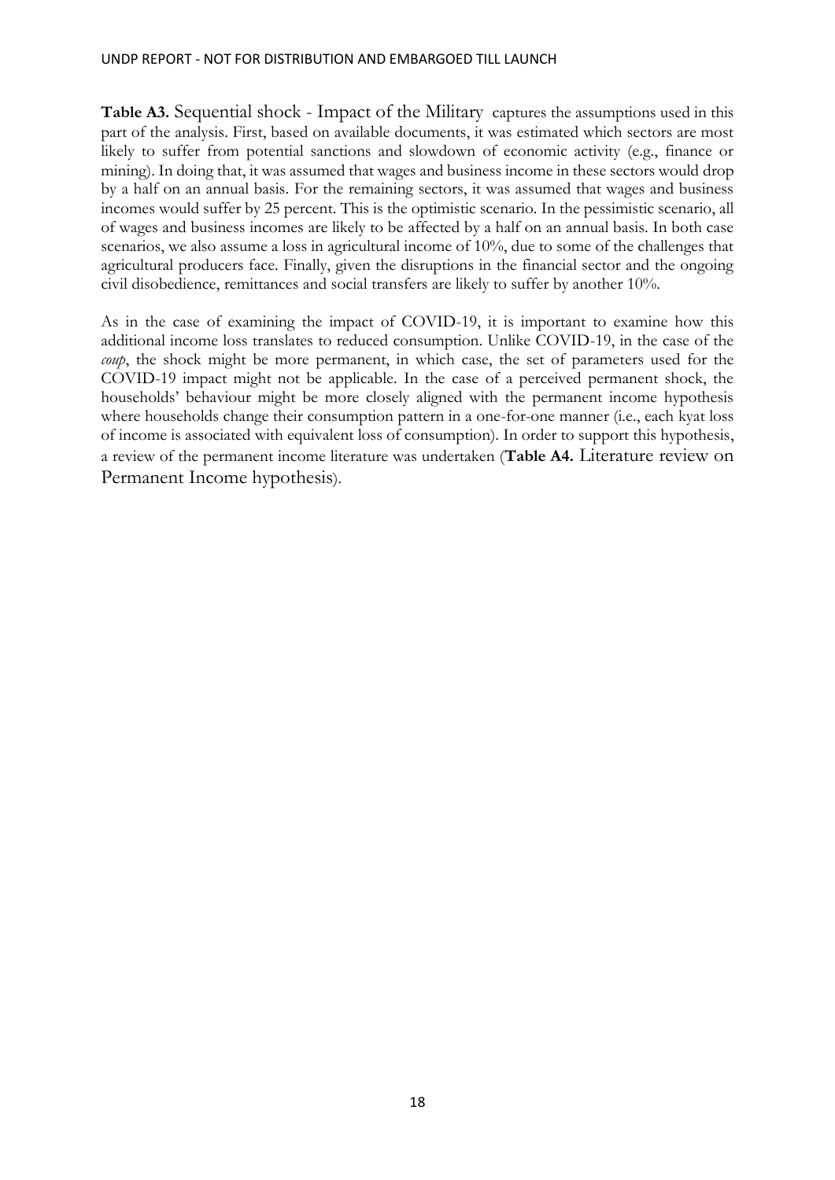**Table A3.** Sequential shock - Impact of the Military captures the assumptions used in this part of the analysis. First, based on available documents, it was estimated which sectors are most likely to suffer from potential sanctions and slowdown of economic activity (e.g., finance or mining). In doing that, it was assumed that wages and business income in these sectors would drop by a half on an annual basis. For the remaining sectors, it was assumed that wages and business incomes would suffer by 25 percent. This is the optimistic scenario. In the pessimistic scenario, all of wages and business incomes are likely to be affected by a half on an annual basis. In both case scenarios, we also assume a loss in agricultural income of 10%, due to some of the challenges that agricultural producers face. Finally, given the disruptions in the financial sector and the ongoing civil disobedience, remittances and social transfers are likely to suffer by another 10%.

As in the case of examining the impact of COVID-19, it is important to examine how this additional income loss translates to reduced consumption. Unlike COVID-19, in the case of the *coup*, the shock might be more permanent, in which case, the set of parameters used for the COVID-19 impact might not be applicable. In the case of a perceived permanent shock, the households' behaviour might be more closely aligned with the permanent income hypothesis where households change their consumption pattern in a one-for-one manner (i.e., each kyat loss of income is associated with equivalent loss of consumption). In order to support this hypothesis, a review of the permanent income literature was undertaken (**Table A4.** Literature review on Permanent Income hypothesis).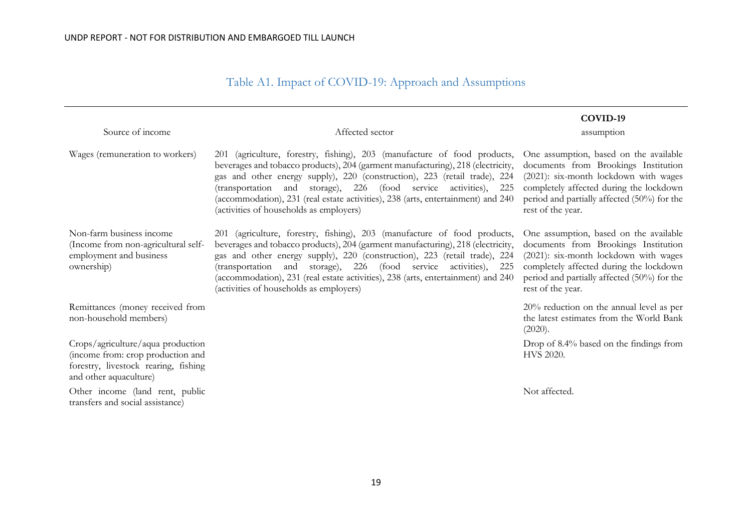## Table A1. Impact of COVID-19: Approach and Assumptions

| Source of income | Affected sector | **COVID-19** assumption |
|---|---|---|
| Wages (remuneration to workers) | 201 (agriculture, forestry, fishing), 203 (manufacture of food products, beverages and tobacco products), 204 (garment manufacturing), 218 (electricity, gas and other energy supply), 220 (construction), 223 (retail trade), 224 (transportation and storage), 226 (food service activities), 225 (accommodation), 231 (real estate activities), 238 (arts, entertainment) and 240 (activities of households as employers) | One assumption, based on the available documents from Brookings Institution (2021): six-month lockdown with wages completely affected during the lockdown period and partially affected (50%) for the rest of the year. |
| Non-farm business income (Income from non-agricultural self-employment and business ownership) | 201 (agriculture, forestry, fishing), 203 (manufacture of food products, beverages and tobacco products), 204 (garment manufacturing), 218 (electricity, gas and other energy supply), 220 (construction), 223 (retail trade), 224 (transportation and storage), 226 (food service activities), 225 (accommodation), 231 (real estate activities), 238 (arts, entertainment) and 240 (activities of households as employers) | One assumption, based on the available documents from Brookings Institution (2021): six-month lockdown with wages completely affected during the lockdown period and partially affected (50%) for the rest of the year. |
| Remittances (money received from non-household members) | | 20% reduction on the annual level as per the latest estimates from the World Bank (2020). |
| Crops/agriculture/aqua production (income from: crop production and forestry, livestock rearing, fishing and other aquaculture) | | Drop of 8.4% based on the findings from HVS 2020. |
| Other income (land rent, public transfers and social assistance) | | Not affected. |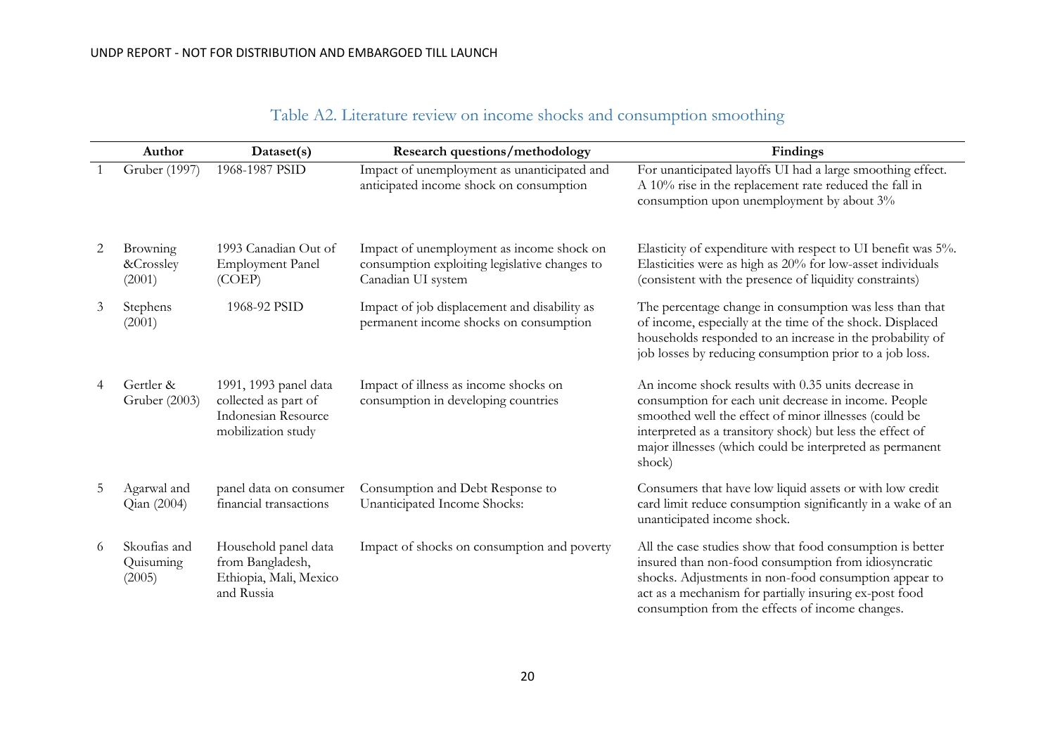## Table A2. Literature review on income shocks and consumption smoothing

| | Author | Dataset(s) | Research questions/methodology | Findings |
|---|---|---|---|---|
| 1 | Gruber (1997) | 1968-1987 PSID | Impact of unemployment as unanticipated and anticipated income shock on consumption | For unanticipated layoffs UI had a large smoothing effect. A 10% rise in the replacement rate reduced the fall in consumption upon unemployment by about 3% |
| 2 | Browning &Crossley (2001) | 1993 Canadian Out of Employment Panel (COEP) | Impact of unemployment as income shock on consumption exploiting legislative changes to Canadian UI system | Elasticity of expenditure with respect to UI benefit was 5%. Elasticities were as high as 20% for low-asset individuals (consistent with the presence of liquidity constraints) |
| 3 | Stephens (2001) | 1968-92 PSID | Impact of job displacement and disability as permanent income shocks on consumption | The percentage change in consumption was less than that of income, especially at the time of the shock. Displaced households responded to an increase in the probability of job losses by reducing consumption prior to a job loss. |
| 4 | Gertler & Gruber (2003) | 1991, 1993 panel data collected as part of Indonesian Resource mobilization study | Impact of illness as income shocks on consumption in developing countries | An income shock results with 0.35 units decrease in consumption for each unit decrease in income. People smoothed well the effect of minor illnesses (could be interpreted as a transitory shock) but less the effect of major illnesses (which could be interpreted as permanent shock) |
| 5 | Agarwal and Qian (2004) | panel data on consumer financial transactions | Consumption and Debt Response to Unanticipated Income Shocks: | Consumers that have low liquid assets or with low credit card limit reduce consumption significantly in a wake of an unanticipated income shock. |
| 6 | Skoufias and Quisuming (2005) | Household panel data from Bangladesh, Ethiopia, Mali, Mexico and Russia | Impact of shocks on consumption and poverty | All the case studies show that food consumption is better insured than non-food consumption from idiosyncratic shocks. Adjustments in non-food consumption appear to act as a mechanism for partially insuring ex-post food consumption from the effects of income changes. |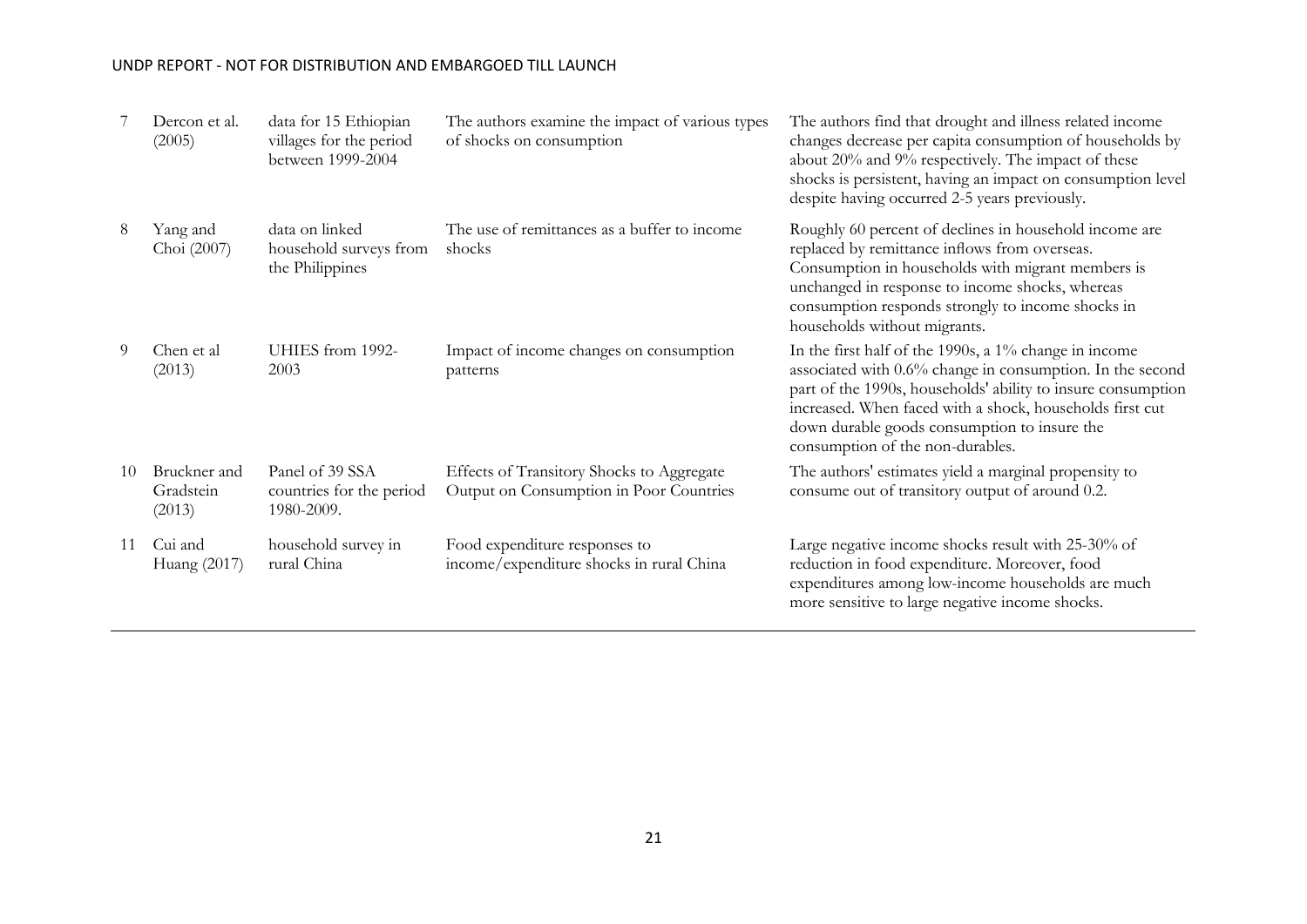| | | | | |
|---|---|---|---|---|
| 7 | Dercon et al. (2005) | data for 15 Ethiopian villages for the period between 1999-2004 | The authors examine the impact of various types of shocks on consumption | The authors find that drought and illness related income changes decrease per capita consumption of households by about 20% and 9% respectively. The impact of these shocks is persistent, having an impact on consumption level despite having occurred 2-5 years previously. |
| 8 | Yang and Choi (2007) | data on linked household surveys from the Philippines | The use of remittances as a buffer to income shocks | Roughly 60 percent of declines in household income are replaced by remittance inflows from overseas. Consumption in households with migrant members is unchanged in response to income shocks, whereas consumption responds strongly to income shocks in households without migrants. |
| 9 | Chen et al (2013) | UHIES from 1992-2003 | Impact of income changes on consumption patterns | In the first half of the 1990s, a 1% change in income associated with 0.6% change in consumption. In the second part of the 1990s, households' ability to insure consumption increased. When faced with a shock, households first cut down durable goods consumption to insure the consumption of the non-durables. |
| 10 | Bruckner and Gradstein (2013) | Panel of 39 SSA countries for the period 1980-2009. | Effects of Transitory Shocks to Aggregate Output on Consumption in Poor Countries | The authors' estimates yield a marginal propensity to consume out of transitory output of around 0.2. |
| 11 | Cui and Huang (2017) | household survey in rural China | Food expenditure responses to income/expenditure shocks in rural China | Large negative income shocks result with 25-30% of reduction in food expenditure. Moreover, food expenditures among low-income households are much more sensitive to large negative income shocks. |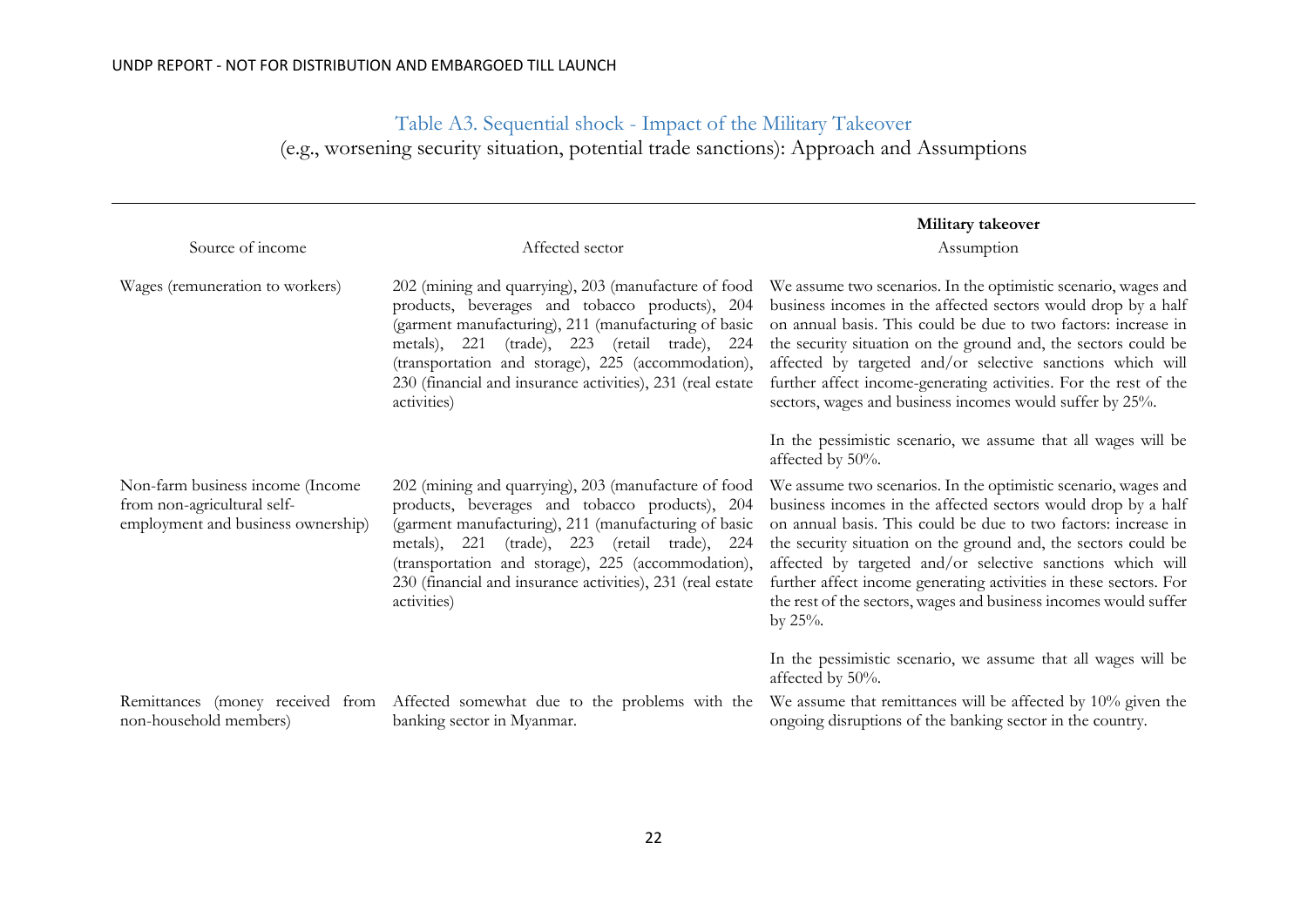## Table A3. Sequential shock - Impact of the Military Takeover

(e.g., worsening security situation, potential trade sanctions): Approach and Assumptions

| Source of income | Affected sector | **Military takeover** Assumption |
|---|---|---|
| Wages (remuneration to workers) | 202 (mining and quarrying), 203 (manufacture of food products, beverages and tobacco products), 204 (garment manufacturing), 211 (manufacturing of basic metals), 221 (trade), 223 (retail trade), 224 (transportation and storage), 225 (accommodation), 230 (financial and insurance activities), 231 (real estate activities) | We assume two scenarios. In the optimistic scenario, wages and business incomes in the affected sectors would drop by a half on annual basis. This could be due to two factors: increase in the security situation on the ground and, the sectors could be affected by targeted and/or selective sanctions which will further affect income-generating activities. For the rest of the sectors, wages and business incomes would suffer by 25%.<br><br>In the pessimistic scenario, we assume that all wages will be affected by 50%. |
| Non-farm business income (Income from non-agricultural self-employment and business ownership) | 202 (mining and quarrying), 203 (manufacture of food products, beverages and tobacco products), 204 (garment manufacturing), 211 (manufacturing of basic metals), 221 (trade), 223 (retail trade), 224 (transportation and storage), 225 (accommodation), 230 (financial and insurance activities), 231 (real estate activities) | We assume two scenarios. In the optimistic scenario, wages and business incomes in the affected sectors would drop by a half on annual basis. This could be due to two factors: increase in the security situation on the ground and, the sectors could be affected by targeted and/or selective sanctions which will further affect income generating activities in these sectors. For the rest of the sectors, wages and business incomes would suffer by 25%.<br><br>In the pessimistic scenario, we assume that all wages will be affected by 50%. |
| Remittances (money received from non-household members) | Affected somewhat due to the problems with the banking sector in Myanmar. | We assume that remittances will be affected by 10% given the ongoing disruptions of the banking sector in the country. |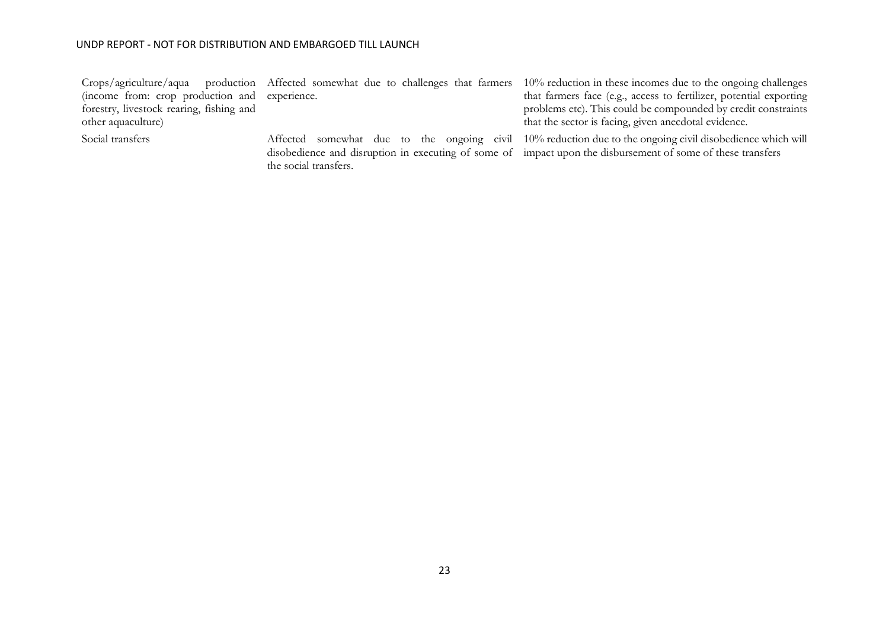| | | |
|---|---|---|
| Crops/agriculture/aqua production (income from: crop production and forestry, livestock rearing, fishing and other aquaculture) | Affected somewhat due to challenges that farmers experience. | 10% reduction in these incomes due to the ongoing challenges that farmers face (e.g., access to fertilizer, potential exporting problems etc). This could be compounded by credit constraints that the sector is facing, given anecdotal evidence. |
| Social transfers | Affected somewhat due to the ongoing civil disobedience and disruption in executing of some of the social transfers. | 10% reduction due to the ongoing civil disobedience which will impact upon the disbursement of some of these transfers |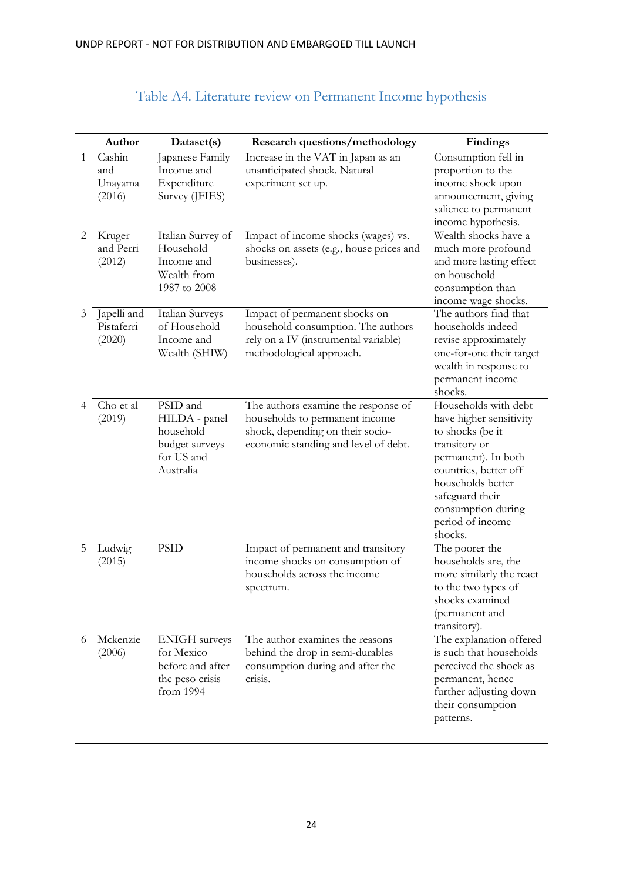## Table A4. Literature review on Permanent Income hypothesis

| | Author | Dataset(s) | Research questions/methodology | Findings |
|---|---|---|---|---|
| 1 | Cashin and Unayama (2016) | Japanese Family Income and Expenditure Survey (JFIES) | Increase in the VAT in Japan as an unanticipated shock. Natural experiment set up. | Consumption fell in proportion to the income shock upon announcement, giving salience to permanent income hypothesis. |
| 2 | Kruger and Perri (2012) | Italian Survey of Household Income and Wealth from 1987 to 2008 | Impact of income shocks (wages) vs. shocks on assets (e.g., house prices and businesses). | Wealth shocks have a much more profound and more lasting effect on household consumption than income wage shocks. |
| 3 | Japelli and Pistaferri (2020) | Italian Surveys of Household Income and Wealth (SHIW) | Impact of permanent shocks on household consumption. The authors rely on a IV (instrumental variable) methodological approach. | The authors find that households indeed revise approximately one-for-one their target wealth in response to permanent income shocks. |
| 4 | Cho et al (2019) | PSID and HILDA - panel household budget surveys for US and Australia | The authors examine the response of households to permanent income shock, depending on their socio-economic standing and level of debt. | Households with debt have higher sensitivity to shocks (be it transitory or permanent). In both countries, better off households better safeguard their consumption during period of income shocks. |
| 5 | Ludwig (2015) | PSID | Impact of permanent and transitory income shocks on consumption of households across the income spectrum. | The poorer the households are, the more similarly the react to the two types of shocks examined (permanent and transitory). |
| 6 | Mckenzie (2006) | ENIGH surveys for Mexico before and after the peso crisis from 1994 | The author examines the reasons behind the drop in semi-durables consumption during and after the crisis. | The explanation offered is such that households perceived the shock as permanent, hence further adjusting down their consumption patterns. |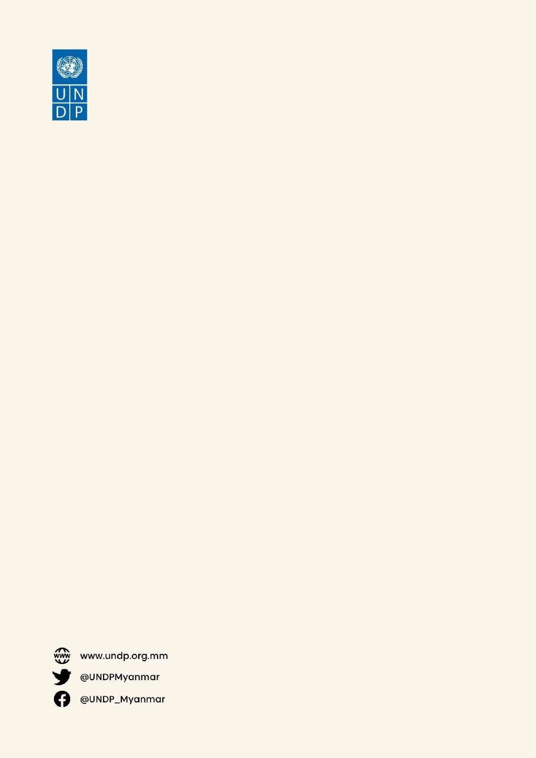www.undp.org.mm

@UNDPMyanmar

@UNDP_Myanmar